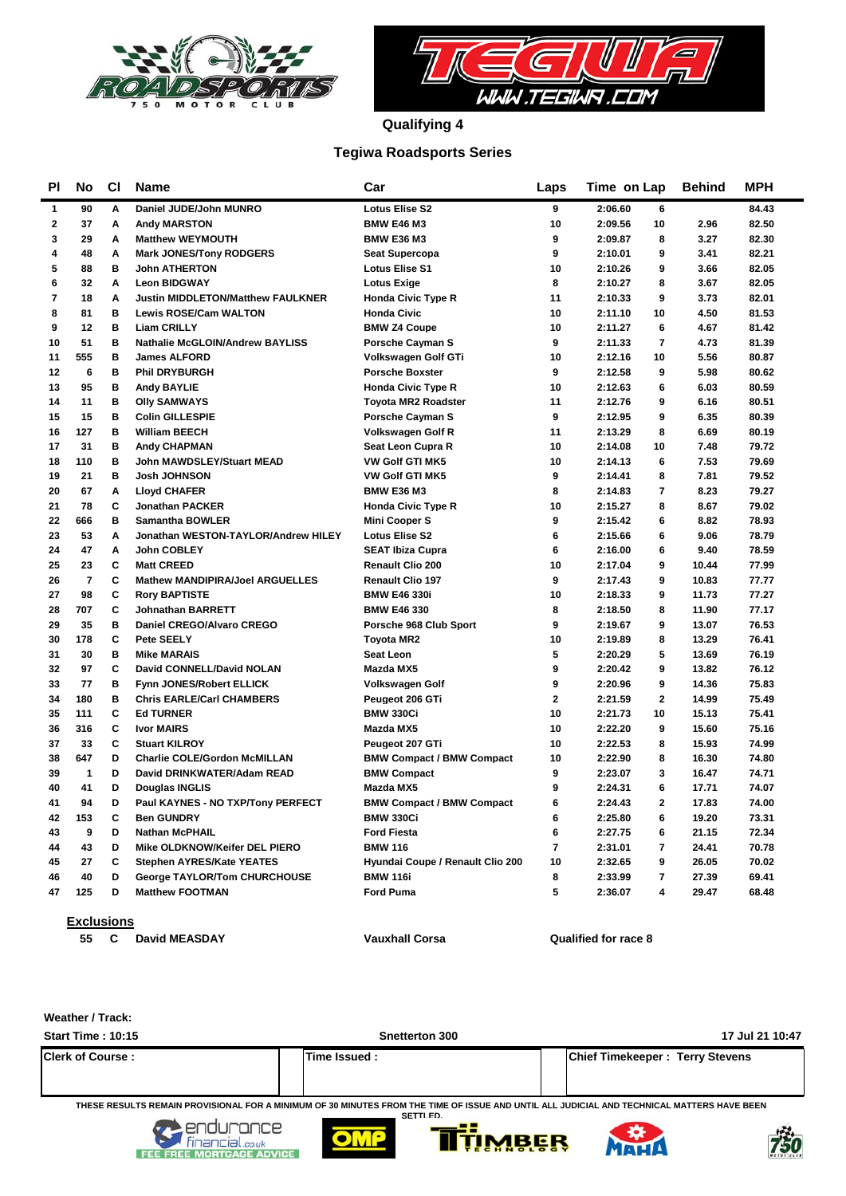# Qualifying 4

## Tegiwa Roadsports Series

| Pl | No | Cl | Name | Car | Laps | Time | on Lap | Behind | MPH |
|---|---|---|---|---|---|---|---|---|---|
| 1 | 90 | A | Daniel JUDE/John MUNRO | Lotus Elise S2 | 9 | 2:06.60 | 6 | | 84.43 |
| 2 | 37 | A | Andy MARSTON | BMW E46 M3 | 10 | 2:09.56 | 10 | 2.96 | 82.50 |
| 3 | 29 | A | Matthew WEYMOUTH | BMW E36 M3 | 9 | 2:09.87 | 8 | 3.27 | 82.30 |
| 4 | 48 | A | Mark JONES/Tony RODGERS | Seat Supercopa | 9 | 2:10.01 | 9 | 3.41 | 82.21 |
| 5 | 88 | B | John ATHERTON | Lotus Elise S1 | 10 | 2:10.26 | 9 | 3.66 | 82.05 |
| 6 | 32 | A | Leon BIDGWAY | Lotus Exige | 8 | 2:10.27 | 8 | 3.67 | 82.05 |
| 7 | 18 | A | Justin MIDDLETON/Matthew FAULKNER | Honda Civic Type R | 11 | 2:10.33 | 9 | 3.73 | 82.01 |
| 8 | 81 | B | Lewis ROSE/Cam WALTON | Honda Civic | 10 | 2:11.10 | 10 | 4.50 | 81.53 |
| 9 | 12 | B | Liam CRILLY | BMW Z4 Coupe | 10 | 2:11.27 | 6 | 4.67 | 81.42 |
| 10 | 51 | B | Nathalie McGLOIN/Andrew BAYLISS | Porsche Cayman S | 9 | 2:11.33 | 7 | 4.73 | 81.39 |
| 11 | 555 | B | James ALFORD | Volkswagen Golf GTi | 10 | 2:12.16 | 10 | 5.56 | 80.87 |
| 12 | 6 | B | Phil DRYBURGH | Porsche Boxster | 9 | 2:12.58 | 9 | 5.98 | 80.62 |
| 13 | 95 | B | Andy BAYLIE | Honda Civic Type R | 10 | 2:12.63 | 6 | 6.03 | 80.59 |
| 14 | 11 | B | Olly SAMWAYS | Toyota MR2 Roadster | 11 | 2:12.76 | 9 | 6.16 | 80.51 |
| 15 | 15 | B | Colin GILLESPIE | Porsche Cayman S | 9 | 2:12.95 | 9 | 6.35 | 80.39 |
| 16 | 127 | B | William BEECH | Volkswagen Golf R | 11 | 2:13.29 | 8 | 6.69 | 80.19 |
| 17 | 31 | B | Andy CHAPMAN | Seat Leon Cupra R | 10 | 2:14.08 | 10 | 7.48 | 79.72 |
| 18 | 110 | B | John MAWDSLEY/Stuart MEAD | VW Golf GTI MK5 | 10 | 2:14.13 | 6 | 7.53 | 79.69 |
| 19 | 21 | B | Josh JOHNSON | VW Golf GTI MK5 | 9 | 2:14.41 | 8 | 7.81 | 79.52 |
| 20 | 67 | A | Lloyd CHAFER | BMW E36 M3 | 8 | 2:14.83 | 7 | 8.23 | 79.27 |
| 21 | 78 | C | Jonathan PACKER | Honda Civic Type R | 10 | 2:15.27 | 8 | 8.67 | 79.02 |
| 22 | 666 | B | Samantha BOWLER | Mini Cooper S | 9 | 2:15.42 | 6 | 8.82 | 78.93 |
| 23 | 53 | A | Jonathan WESTON-TAYLOR/Andrew HILEY | Lotus Elise S2 | 6 | 2:15.66 | 6 | 9.06 | 78.79 |
| 24 | 47 | A | John COBLEY | SEAT Ibiza Cupra | 6 | 2:16.00 | 6 | 9.40 | 78.59 |
| 25 | 23 | C | Matt CREED | Renault Clio 200 | 10 | 2:17.04 | 9 | 10.44 | 77.99 |
| 26 | 7 | C | Mathew MANDIPIRA/Joel ARGUELLES | Renault Clio 197 | 9 | 2:17.43 | 9 | 10.83 | 77.77 |
| 27 | 98 | C | Rory BAPTISTE | BMW E46 330i | 10 | 2:18.33 | 9 | 11.73 | 77.27 |
| 28 | 707 | C | Johnathan BARRETT | BMW E46 330 | 8 | 2:18.50 | 8 | 11.90 | 77.17 |
| 29 | 35 | B | Daniel CREGO/Alvaro CREGO | Porsche 968 Club Sport | 9 | 2:19.67 | 9 | 13.07 | 76.53 |
| 30 | 178 | C | Pete SEELY | Toyota MR2 | 10 | 2:19.89 | 8 | 13.29 | 76.41 |
| 31 | 30 | B | Mike MARAIS | Seat Leon | 5 | 2:20.29 | 5 | 13.69 | 76.19 |
| 32 | 97 | C | David CONNELL/David NOLAN | Mazda MX5 | 9 | 2:20.42 | 9 | 13.82 | 76.12 |
| 33 | 77 | B | Fynn JONES/Robert ELLICK | Volkswagen Golf | 9 | 2:20.96 | 9 | 14.36 | 75.83 |
| 34 | 180 | B | Chris EARLE/Carl CHAMBERS | Peugeot 206 GTi | 2 | 2:21.59 | 2 | 14.99 | 75.49 |
| 35 | 111 | C | Ed TURNER | BMW 330Ci | 10 | 2:21.73 | 10 | 15.13 | 75.41 |
| 36 | 316 | C | Ivor MAIRS | Mazda MX5 | 10 | 2:22.20 | 9 | 15.60 | 75.16 |
| 37 | 33 | C | Stuart KILROY | Peugeot 207 GTi | 10 | 2:22.53 | 8 | 15.93 | 74.99 |
| 38 | 647 | D | Charlie COLE/Gordon McMILLAN | BMW Compact / BMW Compact | 10 | 2:22.90 | 8 | 16.30 | 74.80 |
| 39 | 1 | D | David DRINKWATER/Adam READ | BMW Compact | 9 | 2:23.07 | 3 | 16.47 | 74.71 |
| 40 | 41 | D | Douglas INGLIS | Mazda MX5 | 9 | 2:24.31 | 6 | 17.71 | 74.07 |
| 41 | 94 | D | Paul KAYNES - NO TXP/Tony PERFECT | BMW Compact / BMW Compact | 6 | 2:24.43 | 2 | 17.83 | 74.00 |
| 42 | 153 | C | Ben GUNDRY | BMW 330Ci | 6 | 2:25.80 | 6 | 19.20 | 73.31 |
| 43 | 9 | D | Nathan McPHAIL | Ford Fiesta | 6 | 2:27.75 | 6 | 21.15 | 72.34 |
| 44 | 43 | D | Mike OLDKNOW/Keifer DEL PIERO | BMW 116 | 7 | 2:31.01 | 7 | 24.41 | 70.78 |
| 45 | 27 | C | Stephen AYRES/Kate YEATES | Hyundai Coupe / Renault Clio 200 | 10 | 2:32.65 | 9 | 26.05 | 70.02 |
| 46 | 40 | D | George TAYLOR/Tom CHURCHOUSE | BMW 116i | 8 | 2:33.99 | 7 | 27.39 | 69.41 |
| 47 | 125 | D | Matthew FOOTMAN | Ford Puma | 5 | 2:36.07 | 4 | 29.47 | 68.48 |

**Exclusions**

| No | Cl | Name | Car | |
|---|---|---|---|---|
| 55 | C | David MEASDAY | Vauxhall Corsa | Qualified for race 8 |

Weather / Track:

Start Time : 10:15 — Snetterton 300 — 17 Jul 21 10:47

| Clerk of Course : | Time Issued : | Chief Timekeeper : Terry Stevens |
|---|---|---|

THESE RESULTS REMAIN PROVISIONAL FOR A MINIMUM OF 30 MINUTES FROM THE TIME OF ISSUE AND UNTIL ALL JUDICIAL AND TECHNICAL MATTERS HAVE BEEN SETTLED.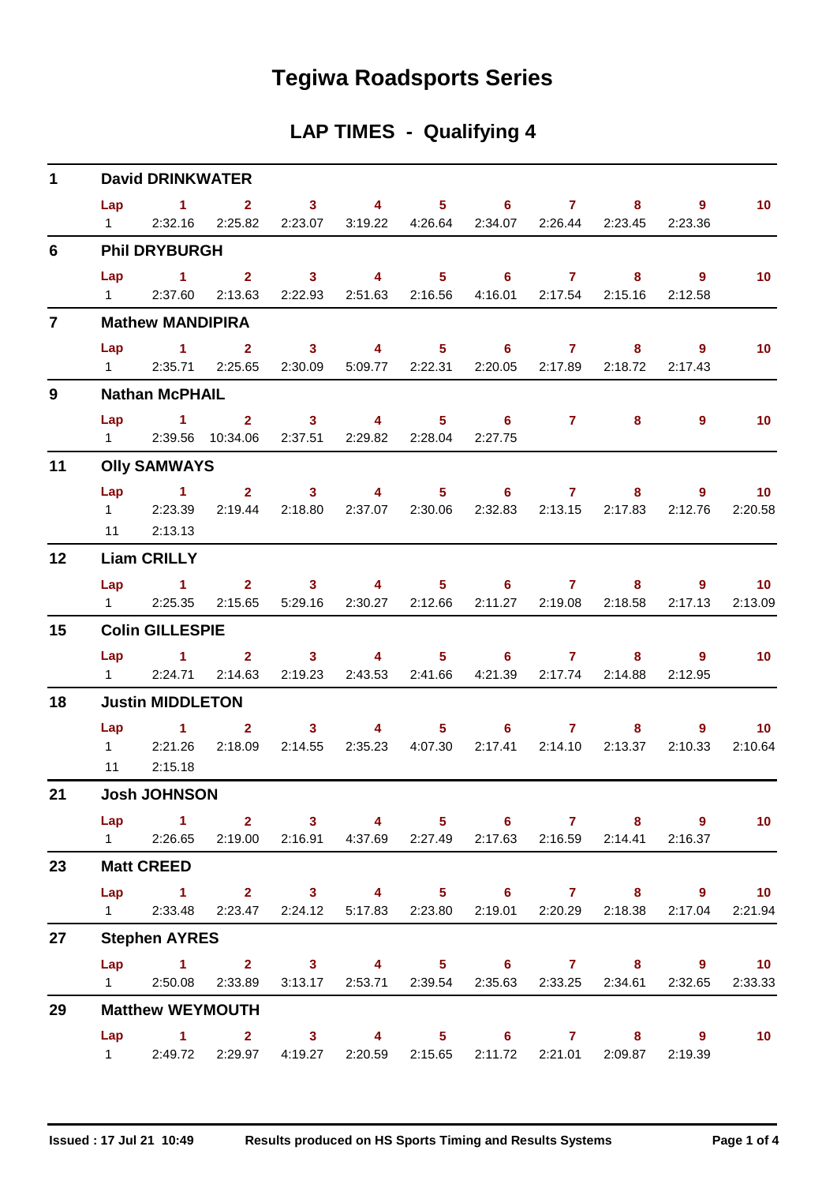# Tegiwa Roadsports Series

## LAP TIMES - Qualifying 4

### 1 David DRINKWATER

| Lap | 1 | 2 | 3 | 4 | 5 | 6 | 7 | 8 | 9 | 10 |
|---|---|---|---|---|---|---|---|---|---|---|
| 1 | 2:32.16 | 2:25.82 | 2:23.07 | 3:19.22 | 4:26.64 | 2:34.07 | 2:26.44 | 2:23.45 | 2:23.36 | |

### 6 Phil DRYBURGH

| Lap | 1 | 2 | 3 | 4 | 5 | 6 | 7 | 8 | 9 | 10 |
|---|---|---|---|---|---|---|---|---|---|---|
| 1 | 2:37.60 | 2:13.63 | 2:22.93 | 2:51.63 | 2:16.56 | 4:16.01 | 2:17.54 | 2:15.16 | 2:12.58 | |

### 7 Mathew MANDIPIRA

| Lap | 1 | 2 | 3 | 4 | 5 | 6 | 7 | 8 | 9 | 10 |
|---|---|---|---|---|---|---|---|---|---|---|
| 1 | 2:35.71 | 2:25.65 | 2:30.09 | 5:09.77 | 2:22.31 | 2:20.05 | 2:17.89 | 2:18.72 | 2:17.43 | |

### 9 Nathan McPHAIL

| Lap | 1 | 2 | 3 | 4 | 5 | 6 | 7 | 8 | 9 | 10 |
|---|---|---|---|---|---|---|---|---|---|---|
| 1 | 2:39.56 | 10:34.06 | 2:37.51 | 2:29.82 | 2:28.04 | 2:27.75 | | | | |

### 11 Olly SAMWAYS

| Lap | 1 | 2 | 3 | 4 | 5 | 6 | 7 | 8 | 9 | 10 |
|---|---|---|---|---|---|---|---|---|---|---|
| 1 | 2:23.39 | 2:19.44 | 2:18.80 | 2:37.07 | 2:30.06 | 2:32.83 | 2:13.15 | 2:17.83 | 2:12.76 | 2:20.58 |
| 11 | 2:13.13 | | | | | | | | | |

### 12 Liam CRILLY

| Lap | 1 | 2 | 3 | 4 | 5 | 6 | 7 | 8 | 9 | 10 |
|---|---|---|---|---|---|---|---|---|---|---|
| 1 | 2:25.35 | 2:15.65 | 5:29.16 | 2:30.27 | 2:12.66 | 2:11.27 | 2:19.08 | 2:18.58 | 2:17.13 | 2:13.09 |

### 15 Colin GILLESPIE

| Lap | 1 | 2 | 3 | 4 | 5 | 6 | 7 | 8 | 9 | 10 |
|---|---|---|---|---|---|---|---|---|---|---|
| 1 | 2:24.71 | 2:14.63 | 2:19.23 | 2:43.53 | 2:41.66 | 4:21.39 | 2:17.74 | 2:14.88 | 2:12.95 | |

### 18 Justin MIDDLETON

| Lap | 1 | 2 | 3 | 4 | 5 | 6 | 7 | 8 | 9 | 10 |
|---|---|---|---|---|---|---|---|---|---|---|
| 1 | 2:21.26 | 2:18.09 | 2:14.55 | 2:35.23 | 4:07.30 | 2:17.41 | 2:14.10 | 2:13.37 | 2:10.33 | 2:10.64 |
| 11 | 2:15.18 | | | | | | | | | |

### 21 Josh JOHNSON

| Lap | 1 | 2 | 3 | 4 | 5 | 6 | 7 | 8 | 9 | 10 |
|---|---|---|---|---|---|---|---|---|---|---|
| 1 | 2:26.65 | 2:19.00 | 2:16.91 | 4:37.69 | 2:27.49 | 2:17.63 | 2:16.59 | 2:14.41 | 2:16.37 | |

### 23 Matt CREED

| Lap | 1 | 2 | 3 | 4 | 5 | 6 | 7 | 8 | 9 | 10 |
|---|---|---|---|---|---|---|---|---|---|---|
| 1 | 2:33.48 | 2:23.47 | 2:24.12 | 5:17.83 | 2:23.80 | 2:19.01 | 2:20.29 | 2:18.38 | 2:17.04 | 2:21.94 |

### 27 Stephen AYRES

| Lap | 1 | 2 | 3 | 4 | 5 | 6 | 7 | 8 | 9 | 10 |
|---|---|---|---|---|---|---|---|---|---|---|
| 1 | 2:50.08 | 2:33.89 | 3:13.17 | 2:53.71 | 2:39.54 | 2:35.63 | 2:33.25 | 2:34.61 | 2:32.65 | 2:33.33 |

### 29 Matthew WEYMOUTH

| Lap | 1 | 2 | 3 | 4 | 5 | 6 | 7 | 8 | 9 | 10 |
|---|---|---|---|---|---|---|---|---|---|---|
| 1 | 2:49.72 | 2:29.97 | 4:19.27 | 2:20.59 | 2:15.65 | 2:11.72 | 2:21.01 | 2:09.87 | 2:19.39 | |

Issued : 17 Jul 21 10:49 Results produced on HS Sports Timing and Results Systems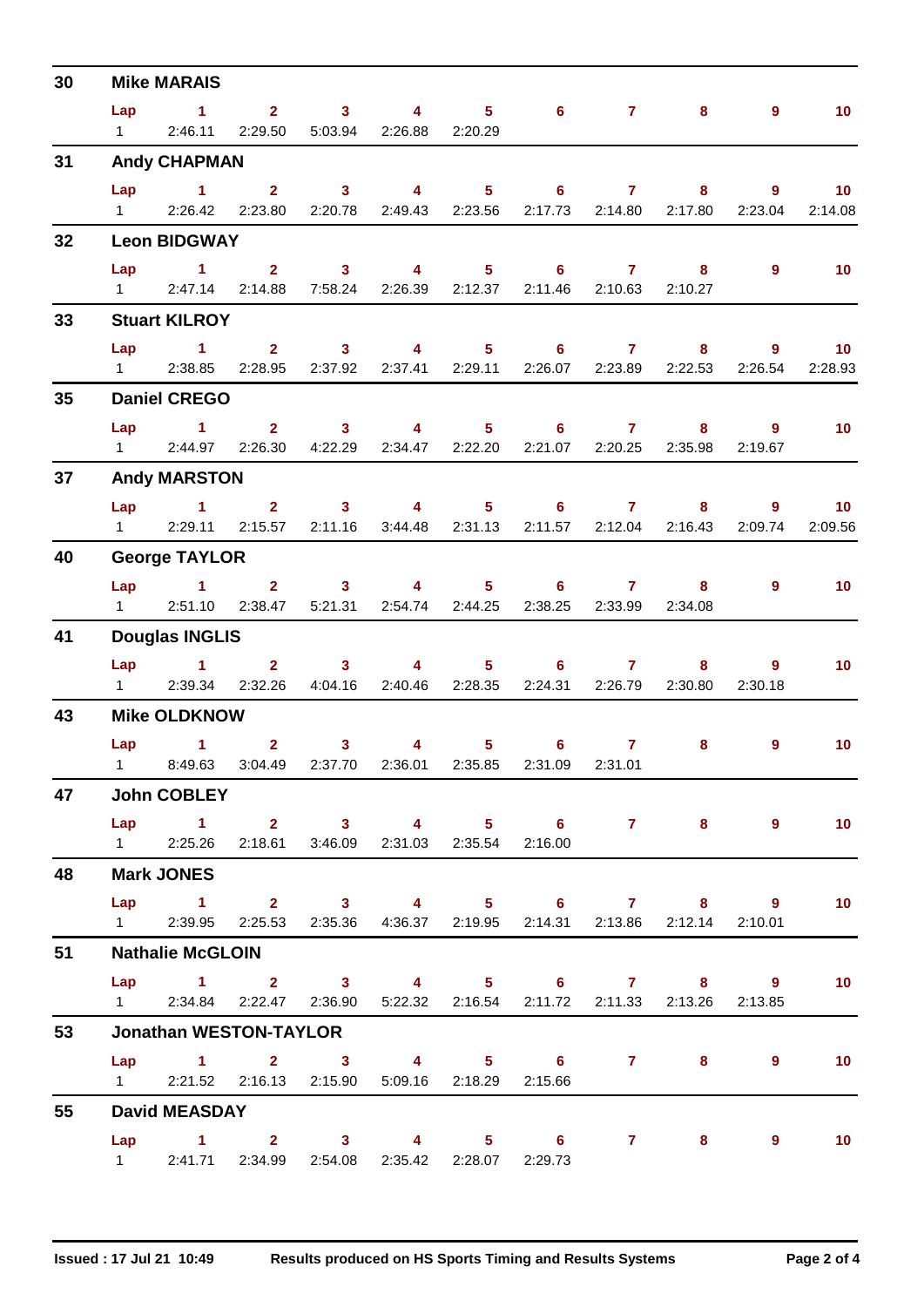## 30 Mike MARAIS

| Lap | 1 | 2 | 3 | 4 | 5 | 6 | 7 | 8 | 9 | 10 |
|---|---|---|---|---|---|---|---|---|---|---|
| 1 | 2:46.11 | 2:29.50 | 5:03.94 | 2:26.88 | 2:20.29 | | | | | |

## 31 Andy CHAPMAN

| Lap | 1 | 2 | 3 | 4 | 5 | 6 | 7 | 8 | 9 | 10 |
|---|---|---|---|---|---|---|---|---|---|---|
| 1 | 2:26.42 | 2:23.80 | 2:20.78 | 2:49.43 | 2:23.56 | 2:17.73 | 2:14.80 | 2:17.80 | 2:23.04 | 2:14.08 |

## 32 Leon BIDGWAY

| Lap | 1 | 2 | 3 | 4 | 5 | 6 | 7 | 8 | 9 | 10 |
|---|---|---|---|---|---|---|---|---|---|---|
| 1 | 2:47.14 | 2:14.88 | 7:58.24 | 2:26.39 | 2:12.37 | 2:11.46 | 2:10.63 | 2:10.27 | | |

## 33 Stuart KILROY

| Lap | 1 | 2 | 3 | 4 | 5 | 6 | 7 | 8 | 9 | 10 |
|---|---|---|---|---|---|---|---|---|---|---|
| 1 | 2:38.85 | 2:28.95 | 2:37.92 | 2:37.41 | 2:29.11 | 2:26.07 | 2:23.89 | 2:22.53 | 2:26.54 | 2:28.93 |

## 35 Daniel CREGO

| Lap | 1 | 2 | 3 | 4 | 5 | 6 | 7 | 8 | 9 | 10 |
|---|---|---|---|---|---|---|---|---|---|---|
| 1 | 2:44.97 | 2:26.30 | 4:22.29 | 2:34.47 | 2:22.20 | 2:21.07 | 2:20.25 | 2:35.98 | 2:19.67 | |

## 37 Andy MARSTON

| Lap | 1 | 2 | 3 | 4 | 5 | 6 | 7 | 8 | 9 | 10 |
|---|---|---|---|---|---|---|---|---|---|---|
| 1 | 2:29.11 | 2:15.57 | 2:11.16 | 3:44.48 | 2:31.13 | 2:11.57 | 2:12.04 | 2:16.43 | 2:09.74 | 2:09.56 |

## 40 George TAYLOR

| Lap | 1 | 2 | 3 | 4 | 5 | 6 | 7 | 8 | 9 | 10 |
|---|---|---|---|---|---|---|---|---|---|---|
| 1 | 2:51.10 | 2:38.47 | 5:21.31 | 2:54.74 | 2:44.25 | 2:38.25 | 2:33.99 | 2:34.08 | | |

## 41 Douglas INGLIS

| Lap | 1 | 2 | 3 | 4 | 5 | 6 | 7 | 8 | 9 | 10 |
|---|---|---|---|---|---|---|---|---|---|---|
| 1 | 2:39.34 | 2:32.26 | 4:04.16 | 2:40.46 | 2:28.35 | 2:24.31 | 2:26.79 | 2:30.80 | 2:30.18 | |

## 43 Mike OLDKNOW

| Lap | 1 | 2 | 3 | 4 | 5 | 6 | 7 | 8 | 9 | 10 |
|---|---|---|---|---|---|---|---|---|---|---|
| 1 | 8:49.63 | 3:04.49 | 2:37.70 | 2:36.01 | 2:35.85 | 2:31.09 | 2:31.01 | | | |

## 47 John COBLEY

| Lap | 1 | 2 | 3 | 4 | 5 | 6 | 7 | 8 | 9 | 10 |
|---|---|---|---|---|---|---|---|---|---|---|
| 1 | 2:25.26 | 2:18.61 | 3:46.09 | 2:31.03 | 2:35.54 | 2:16.00 | | | | |

## 48 Mark JONES

| Lap | 1 | 2 | 3 | 4 | 5 | 6 | 7 | 8 | 9 | 10 |
|---|---|---|---|---|---|---|---|---|---|---|
| 1 | 2:39.95 | 2:25.53 | 2:35.36 | 4:36.37 | 2:19.95 | 2:14.31 | 2:13.86 | 2:12.14 | 2:10.01 | |

## 51 Nathalie McGLOIN

| Lap | 1 | 2 | 3 | 4 | 5 | 6 | 7 | 8 | 9 | 10 |
|---|---|---|---|---|---|---|---|---|---|---|
| 1 | 2:34.84 | 2:22.47 | 2:36.90 | 5:22.32 | 2:16.54 | 2:11.72 | 2:11.33 | 2:13.26 | 2:13.85 | |

## 53 Jonathan WESTON-TAYLOR

| Lap | 1 | 2 | 3 | 4 | 5 | 6 | 7 | 8 | 9 | 10 |
|---|---|---|---|---|---|---|---|---|---|---|
| 1 | 2:21.52 | 2:16.13 | 2:15.90 | 5:09.16 | 2:18.29 | 2:15.66 | | | | |

## 55 David MEASDAY

| Lap | 1 | 2 | 3 | 4 | 5 | 6 | 7 | 8 | 9 | 10 |
|---|---|---|---|---|---|---|---|---|---|---|
| 1 | 2:41.71 | 2:34.99 | 2:54.08 | 2:35.42 | 2:28.07 | 2:29.73 | | | | |

Issued : 17 Jul 21 10:49 — Results produced on HS Sports Timing and Results Systems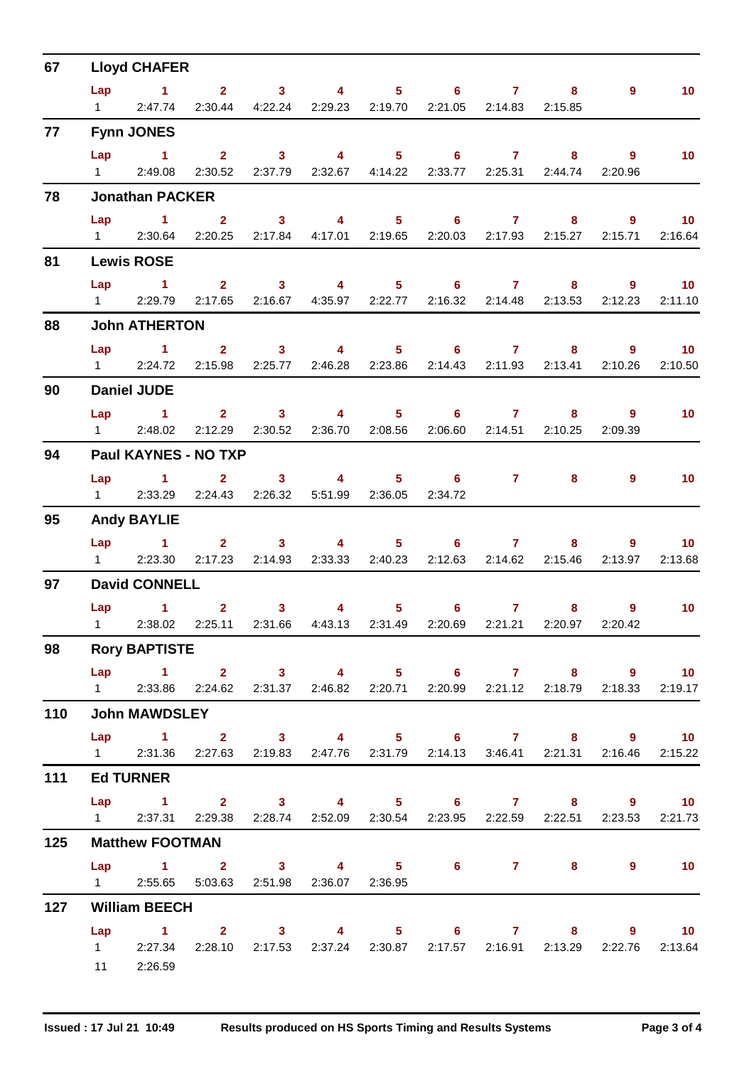## 67 Lloyd CHAFER

| Lap | 1 | 2 | 3 | 4 | 5 | 6 | 7 | 8 | 9 | 10 |
|---|---|---|---|---|---|---|---|---|---|---|
| 1 | 2:47.74 | 2:30.44 | 4:22.24 | 2:29.23 | 2:19.70 | 2:21.05 | 2:14.83 | 2:15.85 | | |

## 77 Fynn JONES

| Lap | 1 | 2 | 3 | 4 | 5 | 6 | 7 | 8 | 9 | 10 |
|---|---|---|---|---|---|---|---|---|---|---|
| 1 | 2:49.08 | 2:30.52 | 2:37.79 | 2:32.67 | 4:14.22 | 2:33.77 | 2:25.31 | 2:44.74 | 2:20.96 | |

## 78 Jonathan PACKER

| Lap | 1 | 2 | 3 | 4 | 5 | 6 | 7 | 8 | 9 | 10 |
|---|---|---|---|---|---|---|---|---|---|---|
| 1 | 2:30.64 | 2:20.25 | 2:17.84 | 4:17.01 | 2:19.65 | 2:20.03 | 2:17.93 | 2:15.27 | 2:15.71 | 2:16.64 |

## 81 Lewis ROSE

| Lap | 1 | 2 | 3 | 4 | 5 | 6 | 7 | 8 | 9 | 10 |
|---|---|---|---|---|---|---|---|---|---|---|
| 1 | 2:29.79 | 2:17.65 | 2:16.67 | 4:35.97 | 2:22.77 | 2:16.32 | 2:14.48 | 2:13.53 | 2:12.23 | 2:11.10 |

## 88 John ATHERTON

| Lap | 1 | 2 | 3 | 4 | 5 | 6 | 7 | 8 | 9 | 10 |
|---|---|---|---|---|---|---|---|---|---|---|
| 1 | 2:24.72 | 2:15.98 | 2:25.77 | 2:46.28 | 2:23.86 | 2:14.43 | 2:11.93 | 2:13.41 | 2:10.26 | 2:10.50 |

## 90 Daniel JUDE

| Lap | 1 | 2 | 3 | 4 | 5 | 6 | 7 | 8 | 9 | 10 |
|---|---|---|---|---|---|---|---|---|---|---|
| 1 | 2:48.02 | 2:12.29 | 2:30.52 | 2:36.70 | 2:08.56 | 2:06.60 | 2:14.51 | 2:10.25 | 2:09.39 | |

## 94 Paul KAYNES - NO TXP

| Lap | 1 | 2 | 3 | 4 | 5 | 6 | 7 | 8 | 9 | 10 |
|---|---|---|---|---|---|---|---|---|---|---|
| 1 | 2:33.29 | 2:24.43 | 2:26.32 | 5:51.99 | 2:36.05 | 2:34.72 | | | | |

## 95 Andy BAYLIE

| Lap | 1 | 2 | 3 | 4 | 5 | 6 | 7 | 8 | 9 | 10 |
|---|---|---|---|---|---|---|---|---|---|---|
| 1 | 2:23.30 | 2:17.23 | 2:14.93 | 2:33.33 | 2:40.23 | 2:12.63 | 2:14.62 | 2:15.46 | 2:13.97 | 2:13.68 |

## 97 David CONNELL

| Lap | 1 | 2 | 3 | 4 | 5 | 6 | 7 | 8 | 9 | 10 |
|---|---|---|---|---|---|---|---|---|---|---|
| 1 | 2:38.02 | 2:25.11 | 2:31.66 | 4:43.13 | 2:31.49 | 2:20.69 | 2:21.21 | 2:20.97 | 2:20.42 | |

## 98 Rory BAPTISTE

| Lap | 1 | 2 | 3 | 4 | 5 | 6 | 7 | 8 | 9 | 10 |
|---|---|---|---|---|---|---|---|---|---|---|
| 1 | 2:33.86 | 2:24.62 | 2:31.37 | 2:46.82 | 2:20.71 | 2:20.99 | 2:21.12 | 2:18.79 | 2:18.33 | 2:19.17 |

## 110 John MAWDSLEY

| Lap | 1 | 2 | 3 | 4 | 5 | 6 | 7 | 8 | 9 | 10 |
|---|---|---|---|---|---|---|---|---|---|---|
| 1 | 2:31.36 | 2:27.63 | 2:19.83 | 2:47.76 | 2:31.79 | 2:14.13 | 3:46.41 | 2:21.31 | 2:16.46 | 2:15.22 |

## 111 Ed TURNER

| Lap | 1 | 2 | 3 | 4 | 5 | 6 | 7 | 8 | 9 | 10 |
|---|---|---|---|---|---|---|---|---|---|---|
| 1 | 2:37.31 | 2:29.38 | 2:28.74 | 2:52.09 | 2:30.54 | 2:23.95 | 2:22.59 | 2:22.51 | 2:23.53 | 2:21.73 |

## 125 Matthew FOOTMAN

| Lap | 1 | 2 | 3 | 4 | 5 | 6 | 7 | 8 | 9 | 10 |
|---|---|---|---|---|---|---|---|---|---|---|
| 1 | 2:55.65 | 5:03.63 | 2:51.98 | 2:36.07 | 2:36.95 | | | | | |

## 127 William BEECH

| Lap | 1 | 2 | 3 | 4 | 5 | 6 | 7 | 8 | 9 | 10 |
|---|---|---|---|---|---|---|---|---|---|---|
| 1 | 2:27.34 | 2:28.10 | 2:17.53 | 2:37.24 | 2:30.87 | 2:17.57 | 2:16.91 | 2:13.29 | 2:22.76 | 2:13.64 |
| 11 | 2:26.59 | | | | | | | | | |

Issued : 17 Jul 21 10:49 — Results produced on HS Sports Timing and Results Systems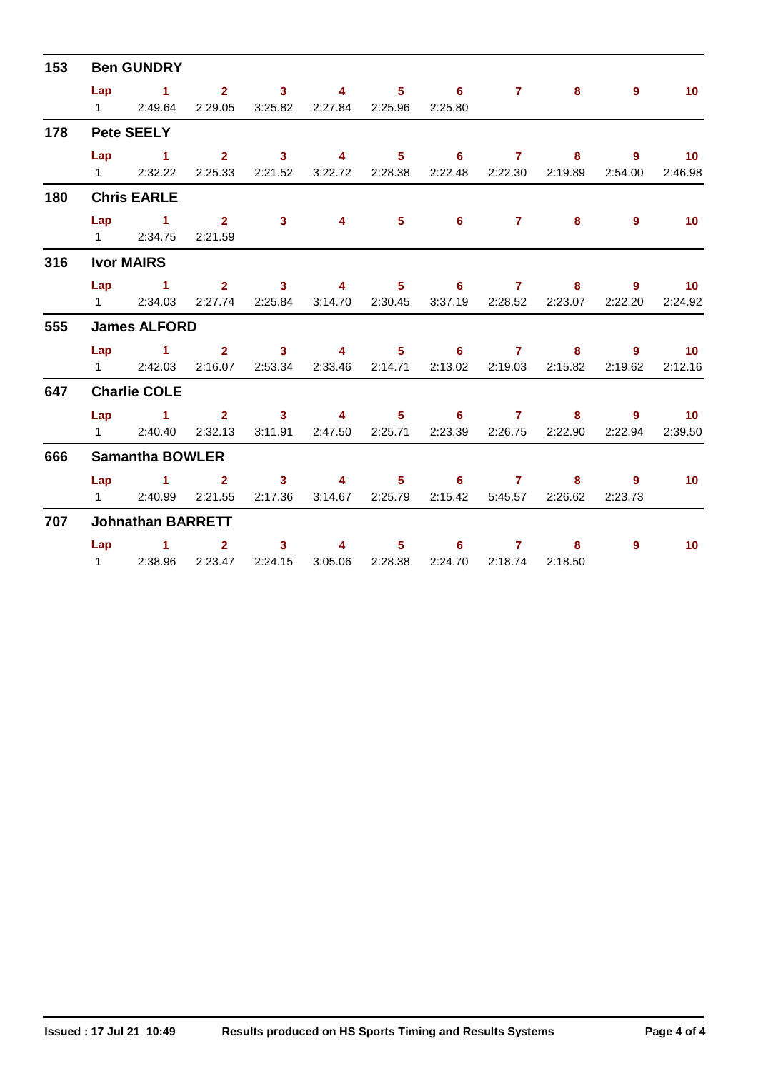## 153 Ben GUNDRY

| Lap | 1 | 2 | 3 | 4 | 5 | 6 | 7 | 8 | 9 | 10 |
|---|---|---|---|---|---|---|---|---|---|---|
| 1 | 2:49.64 | 2:29.05 | 3:25.82 | 2:27.84 | 2:25.96 | 2:25.80 | | | | |

## 178 Pete SEELY

| Lap | 1 | 2 | 3 | 4 | 5 | 6 | 7 | 8 | 9 | 10 |
|---|---|---|---|---|---|---|---|---|---|---|
| 1 | 2:32.22 | 2:25.33 | 2:21.52 | 3:22.72 | 2:28.38 | 2:22.48 | 2:22.30 | 2:19.89 | 2:54.00 | 2:46.98 |

## 180 Chris EARLE

| Lap | 1 | 2 | 3 | 4 | 5 | 6 | 7 | 8 | 9 | 10 |
|---|---|---|---|---|---|---|---|---|---|---|
| 1 | 2:34.75 | 2:21.59 | | | | | | | | |

## 316 Ivor MAIRS

| Lap | 1 | 2 | 3 | 4 | 5 | 6 | 7 | 8 | 9 | 10 |
|---|---|---|---|---|---|---|---|---|---|---|
| 1 | 2:34.03 | 2:27.74 | 2:25.84 | 3:14.70 | 2:30.45 | 3:37.19 | 2:28.52 | 2:23.07 | 2:22.20 | 2:24.92 |

## 555 James ALFORD

| Lap | 1 | 2 | 3 | 4 | 5 | 6 | 7 | 8 | 9 | 10 |
|---|---|---|---|---|---|---|---|---|---|---|
| 1 | 2:42.03 | 2:16.07 | 2:53.34 | 2:33.46 | 2:14.71 | 2:13.02 | 2:19.03 | 2:15.82 | 2:19.62 | 2:12.16 |

## 647 Charlie COLE

| Lap | 1 | 2 | 3 | 4 | 5 | 6 | 7 | 8 | 9 | 10 |
|---|---|---|---|---|---|---|---|---|---|---|
| 1 | 2:40.40 | 2:32.13 | 3:11.91 | 2:47.50 | 2:25.71 | 2:23.39 | 2:26.75 | 2:22.90 | 2:22.94 | 2:39.50 |

## 666 Samantha BOWLER

| Lap | 1 | 2 | 3 | 4 | 5 | 6 | 7 | 8 | 9 | 10 |
|---|---|---|---|---|---|---|---|---|---|---|
| 1 | 2:40.99 | 2:21.55 | 2:17.36 | 3:14.67 | 2:25.79 | 2:15.42 | 5:45.57 | 2:26.62 | 2:23.73 | |

## 707 Johnathan BARRETT

| Lap | 1 | 2 | 3 | 4 | 5 | 6 | 7 | 8 | 9 | 10 |
|---|---|---|---|---|---|---|---|---|---|---|
| 1 | 2:38.96 | 2:23.47 | 2:24.15 | 3:05.06 | 2:28.38 | 2:24.70 | 2:18.74 | 2:18.50 | | |

**Issued : 17 Jul 21 10:49** **Results produced on HS Sports Timing and Results Systems**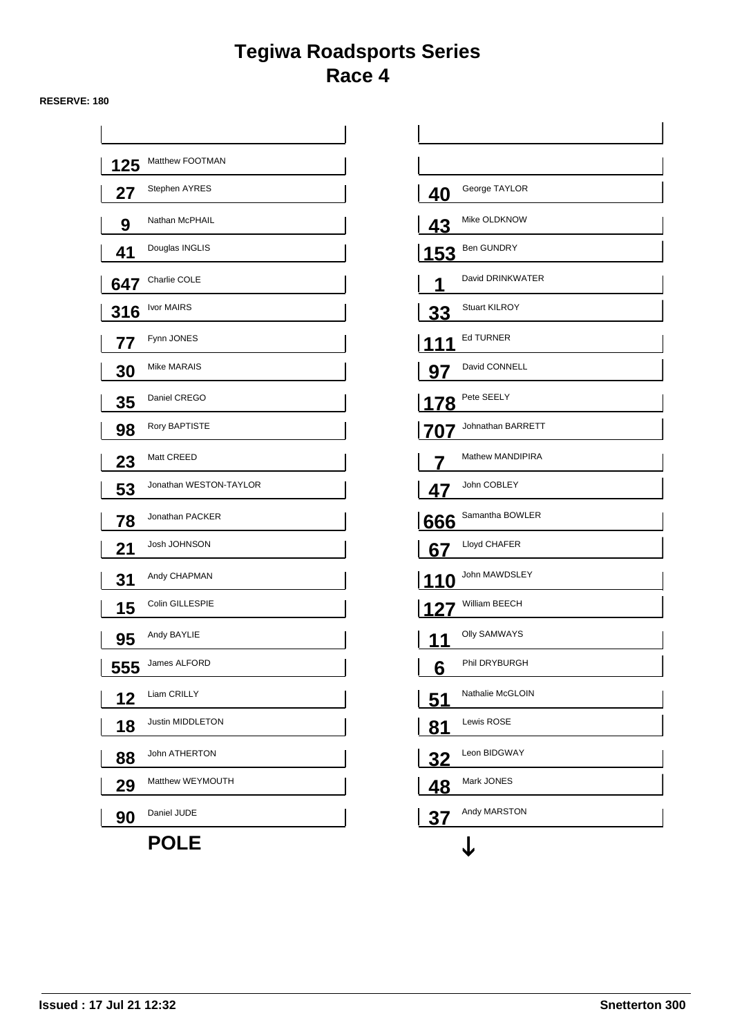# Tegiwa Roadsports Series
## Race 4

**RESERVE: 180**

| No. | Driver | No. | Driver |
|---|---|---|---|
| | | | |
| 125 | Matthew FOOTMAN | | |
| 27 | Stephen AYRES | 40 | George TAYLOR |
| 9 | Nathan McPHAIL | 43 | Mike OLDKNOW |
| 41 | Douglas INGLIS | 153 | Ben GUNDRY |
| 647 | Charlie COLE | 1 | David DRINKWATER |
| 316 | Ivor MAIRS | 33 | Stuart KILROY |
| 77 | Fynn JONES | 111 | Ed TURNER |
| 30 | Mike MARAIS | 97 | David CONNELL |
| 35 | Daniel CREGO | 178 | Pete SEELY |
| 98 | Rory BAPTISTE | 707 | Johnathan BARRETT |
| 23 | Matt CREED | 7 | Mathew MANDIPIRA |
| 53 | Jonathan WESTON-TAYLOR | 47 | John COBLEY |
| 78 | Jonathan PACKER | 666 | Samantha BOWLER |
| 21 | Josh JOHNSON | 67 | Lloyd CHAFER |
| 31 | Andy CHAPMAN | 110 | John MAWDSLEY |
| 15 | Colin GILLESPIE | 127 | William BEECH |
| 95 | Andy BAYLIE | 11 | Olly SAMWAYS |
| 555 | James ALFORD | 6 | Phil DRYBURGH |
| 12 | Liam CRILLY | 51 | Nathalie McGLOIN |
| 18 | Justin MIDDLETON | 81 | Lewis ROSE |
| 88 | John ATHERTON | 32 | Leon BIDGWAY |
| 29 | Matthew WEYMOUTH | 48 | Mark JONES |
| 90 | Daniel JUDE | 37 | Andy MARSTON |

**POLE** ↓

**Issued : 17 Jul 21 12:32** **Snetterton 300**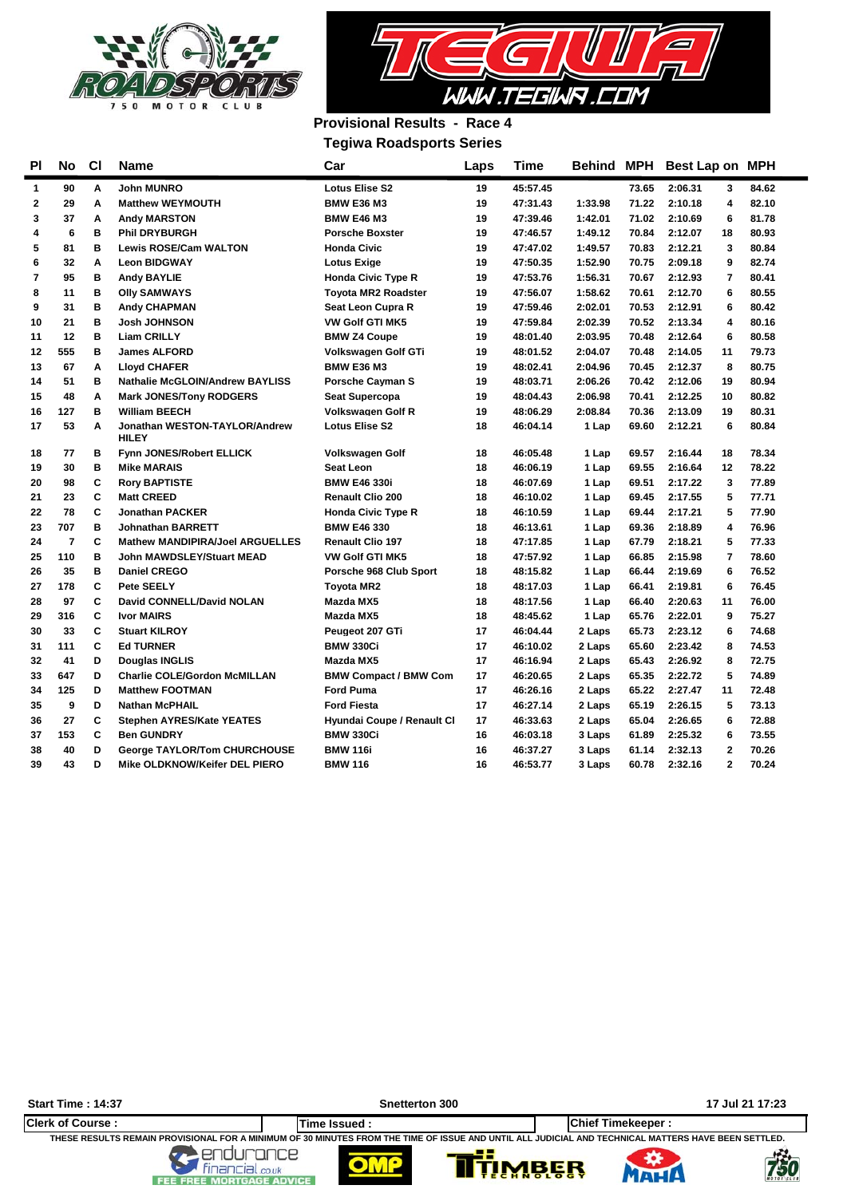## Provisional Results - Race 4

### Tegiwa Roadsports Series

| Pl | No | Cl | Name | Car | Laps | Time | Behind | MPH | Best Lap | on | MPH |
|---|---|---|---|---|---|---|---|---|---|---|---|
| 1 | 90 | A | John MUNRO | Lotus Elise S2 | 19 | 45:57.45 | | 73.65 | 2:06.31 | 3 | 84.62 |
| 2 | 29 | A | Matthew WEYMOUTH | BMW E36 M3 | 19 | 47:31.43 | 1:33.98 | 71.22 | 2:10.18 | 4 | 82.10 |
| 3 | 37 | A | Andy MARSTON | BMW E46 M3 | 19 | 47:39.46 | 1:42.01 | 71.02 | 2:10.69 | 6 | 81.78 |
| 4 | 6 | B | Phil DRYBURGH | Porsche Boxster | 19 | 47:46.57 | 1:49.12 | 70.84 | 2:12.07 | 18 | 80.93 |
| 5 | 81 | B | Lewis ROSE/Cam WALTON | Honda Civic | 19 | 47:47.02 | 1:49.57 | 70.83 | 2:12.21 | 3 | 80.84 |
| 6 | 32 | A | Leon BIDGWAY | Lotus Exige | 19 | 47:50.35 | 1:52.90 | 70.75 | 2:09.18 | 9 | 82.74 |
| 7 | 95 | B | Andy BAYLIE | Honda Civic Type R | 19 | 47:53.76 | 1:56.31 | 70.67 | 2:12.93 | 7 | 80.41 |
| 8 | 11 | B | Olly SAMWAYS | Toyota MR2 Roadster | 19 | 47:56.07 | 1:58.62 | 70.61 | 2:12.70 | 6 | 80.55 |
| 9 | 31 | B | Andy CHAPMAN | Seat Leon Cupra R | 19 | 47:59.46 | 2:02.01 | 70.53 | 2:12.91 | 6 | 80.42 |
| 10 | 21 | B | Josh JOHNSON | VW Golf GTI MK5 | 19 | 47:59.84 | 2:02.39 | 70.52 | 2:13.34 | 4 | 80.16 |
| 11 | 12 | B | Liam CRILLY | BMW Z4 Coupe | 19 | 48:01.40 | 2:03.95 | 70.48 | 2:12.64 | 6 | 80.58 |
| 12 | 555 | B | James ALFORD | Volkswagen Golf GTi | 19 | 48:01.52 | 2:04.07 | 70.48 | 2:14.05 | 11 | 79.73 |
| 13 | 67 | A | Lloyd CHAFER | BMW E36 M3 | 19 | 48:02.41 | 2:04.96 | 70.45 | 2:12.37 | 8 | 80.75 |
| 14 | 51 | B | Nathalie McGLOIN/Andrew BAYLISS | Porsche Cayman S | 19 | 48:03.71 | 2:06.26 | 70.42 | 2:12.06 | 19 | 80.94 |
| 15 | 48 | A | Mark JONES/Tony RODGERS | Seat Supercopa | 19 | 48:04.43 | 2:06.98 | 70.41 | 2:12.25 | 10 | 80.82 |
| 16 | 127 | B | William BEECH | Volkswagen Golf R | 19 | 48:06.29 | 2:08.84 | 70.36 | 2:13.09 | 19 | 80.31 |
| 17 | 53 | A | Jonathan WESTON-TAYLOR/Andrew HILEY | Lotus Elise S2 | 18 | 46:04.14 | 1 Lap | 69.60 | 2:12.21 | 6 | 80.84 |
| 18 | 77 | B | Fynn JONES/Robert ELLICK | Volkswagen Golf | 18 | 46:05.48 | 1 Lap | 69.57 | 2:16.44 | 18 | 78.34 |
| 19 | 30 | B | Mike MARAIS | Seat Leon | 18 | 46:06.19 | 1 Lap | 69.55 | 2:16.64 | 12 | 78.22 |
| 20 | 98 | C | Rory BAPTISTE | BMW E46 330i | 18 | 46:07.69 | 1 Lap | 69.51 | 2:17.22 | 3 | 77.89 |
| 21 | 23 | C | Matt CREED | Renault Clio 200 | 18 | 46:10.02 | 1 Lap | 69.45 | 2:17.55 | 5 | 77.71 |
| 22 | 78 | C | Jonathan PACKER | Honda Civic Type R | 18 | 46:10.59 | 1 Lap | 69.44 | 2:17.21 | 5 | 77.90 |
| 23 | 707 | B | Johnathan BARRETT | BMW E46 330 | 18 | 46:13.61 | 1 Lap | 69.36 | 2:18.89 | 4 | 76.96 |
| 24 | 7 | C | Mathew MANDIPIRA/Joel ARGUELLES | Renault Clio 197 | 18 | 47:17.85 | 1 Lap | 67.79 | 2:18.21 | 5 | 77.33 |
| 25 | 110 | B | John MAWDSLEY/Stuart MEAD | VW Golf GTI MK5 | 18 | 47:57.92 | 1 Lap | 66.85 | 2:15.98 | 7 | 78.60 |
| 26 | 35 | B | Daniel CREGO | Porsche 968 Club Sport | 18 | 48:15.82 | 1 Lap | 66.44 | 2:19.69 | 6 | 76.52 |
| 27 | 178 | C | Pete SEELY | Toyota MR2 | 18 | 48:17.03 | 1 Lap | 66.41 | 2:19.81 | 6 | 76.45 |
| 28 | 97 | C | David CONNELL/David NOLAN | Mazda MX5 | 18 | 48:17.56 | 1 Lap | 66.40 | 2:20.63 | 11 | 76.00 |
| 29 | 316 | C | Ivor MAIRS | Mazda MX5 | 18 | 48:45.62 | 1 Lap | 65.76 | 2:22.01 | 9 | 75.27 |
| 30 | 33 | C | Stuart KILROY | Peugeot 207 GTi | 17 | 46:04.44 | 2 Laps | 65.73 | 2:23.12 | 6 | 74.68 |
| 31 | 111 | C | Ed TURNER | BMW 330Ci | 17 | 46:10.02 | 2 Laps | 65.60 | 2:23.42 | 8 | 74.53 |
| 32 | 41 | D | Douglas INGLIS | Mazda MX5 | 17 | 46:16.94 | 2 Laps | 65.43 | 2:26.92 | 8 | 72.75 |
| 33 | 647 | D | Charlie COLE/Gordon McMILLAN | BMW Compact / BMW Com | 17 | 46:20.65 | 2 Laps | 65.35 | 2:22.72 | 5 | 74.89 |
| 34 | 125 | D | Matthew FOOTMAN | Ford Puma | 17 | 46:26.16 | 2 Laps | 65.22 | 2:27.47 | 11 | 72.48 |
| 35 | 9 | D | Nathan McPHAIL | Ford Fiesta | 17 | 46:27.14 | 2 Laps | 65.19 | 2:26.15 | 5 | 73.13 |
| 36 | 27 | C | Stephen AYRES/Kate YEATES | Hyundai Coupe / Renault Cl | 17 | 46:33.63 | 2 Laps | 65.04 | 2:26.65 | 6 | 72.88 |
| 37 | 153 | C | Ben GUNDRY | BMW 330Ci | 16 | 46:03.18 | 3 Laps | 61.89 | 2:25.32 | 6 | 73.55 |
| 38 | 40 | D | George TAYLOR/Tom CHURCHOUSE | BMW 116i | 16 | 46:37.27 | 3 Laps | 61.14 | 2:32.13 | 2 | 70.26 |
| 39 | 43 | D | Mike OLDKNOW/Keifer DEL PIERO | BMW 116 | 16 | 46:53.77 | 3 Laps | 60.78 | 2:32.16 | 2 | 70.24 |

Start Time : 14:37 — Snetterton 300 — 17 Jul 21 17:23

Clerk of Course : | Time Issued : | Chief Timekeeper :

THESE RESULTS REMAIN PROVISIONAL FOR A MINIMUM OF 30 MINUTES FROM THE TIME OF ISSUE AND UNTIL ALL JUDICIAL AND TECHNICAL MATTERS HAVE BEEN SETTLED.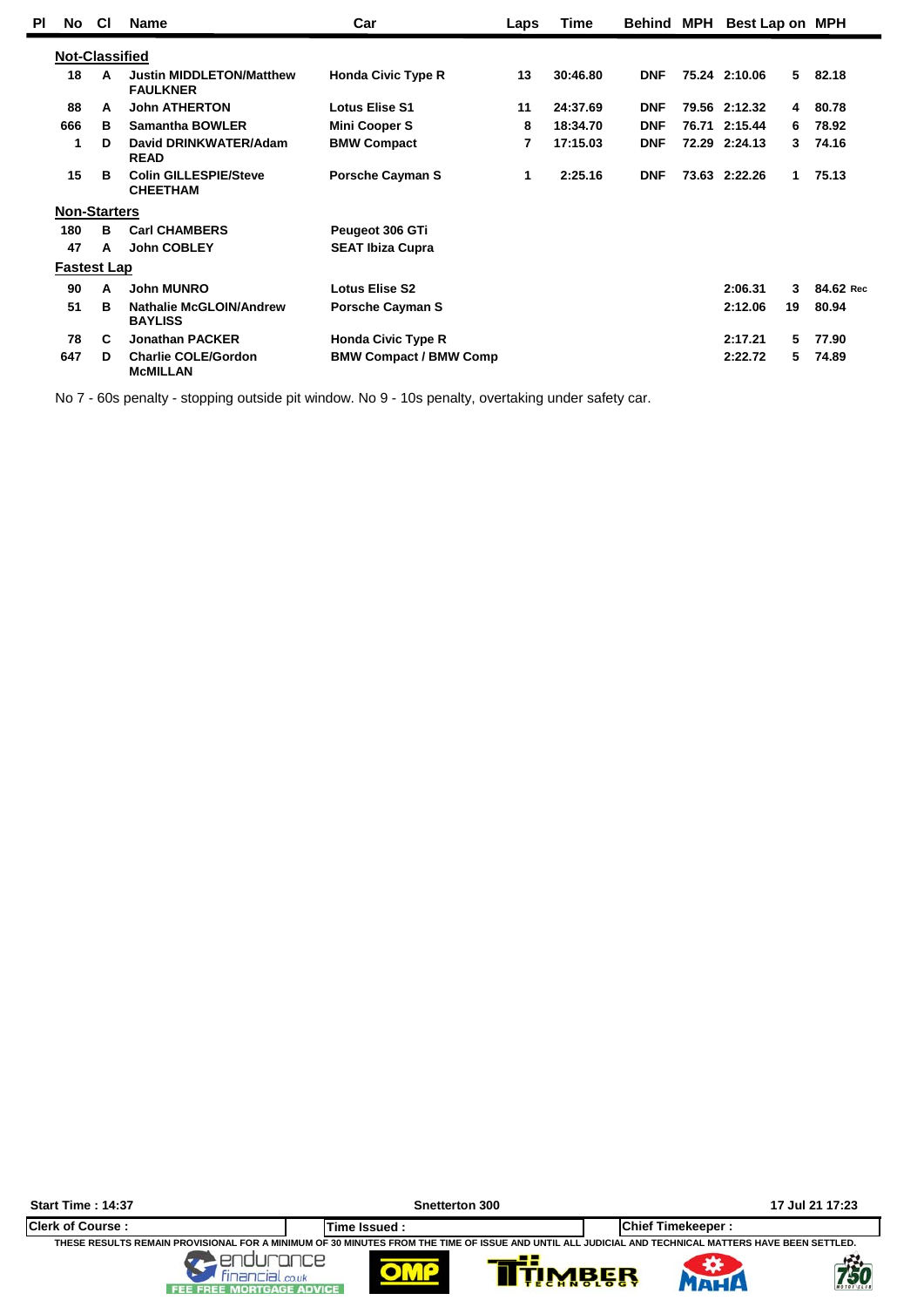| Pl | No | Cl | Name | Car | Laps | Time | Behind | MPH | Best Lap | on | MPH |
|---|---|---|---|---|---|---|---|---|---|---|---|
| **Not-Classified** | | | | | | | | | | | |
| | 18 | A | Justin MIDDLETON/Matthew FAULKNER | Honda Civic Type R | 13 | 30:46.80 | DNF | 75.24 | 2:10.06 | 5 | 82.18 |
| | 88 | A | John ATHERTON | Lotus Elise S1 | 11 | 24:37.69 | DNF | 79.56 | 2:12.32 | 4 | 80.78 |
| | 666 | B | Samantha BOWLER | Mini Cooper S | 8 | 18:34.70 | DNF | 76.71 | 2:15.44 | 6 | 78.92 |
| | 1 | D | David DRINKWATER/Adam READ | BMW Compact | 7 | 17:15.03 | DNF | 72.29 | 2:24.13 | 3 | 74.16 |
| | 15 | B | Colin GILLESPIE/Steve CHEETHAM | Porsche Cayman S | 1 | 2:25.16 | DNF | 73.63 | 2:22.26 | 1 | 75.13 |
| **Non-Starters** | | | | | | | | | | | |
| | 180 | B | Carl CHAMBERS | Peugeot 306 GTi | | | | | | | |
| | 47 | A | John COBLEY | SEAT Ibiza Cupra | | | | | | | |
| **Fastest Lap** | | | | | | | | | | | |
| | 90 | A | John MUNRO | Lotus Elise S2 | | | | | 2:06.31 | 3 | 84.62 Rec |
| | 51 | B | Nathalie McGLOIN/Andrew BAYLISS | Porsche Cayman S | | | | | 2:12.06 | 19 | 80.94 |
| | 78 | C | Jonathan PACKER | Honda Civic Type R | | | | | 2:17.21 | 5 | 77.90 |
| | 647 | D | Charlie COLE/Gordon McMILLAN | BMW Compact / BMW Comp | | | | | 2:22.72 | 5 | 74.89 |

No 7 - 60s penalty - stopping outside pit window. No 9 - 10s penalty, overtaking under safety car.

Start Time : 14:37 | Snetterton 300 | 17 Jul 21 17:23

Clerk of Course : | Time Issued : | Chief Timekeeper :

THESE RESULTS REMAIN PROVISIONAL FOR A MINIMUM OF 30 MINUTES FROM THE TIME OF ISSUE AND UNTIL ALL JUDICIAL AND TECHNICAL MATTERS HAVE BEEN SETTLED.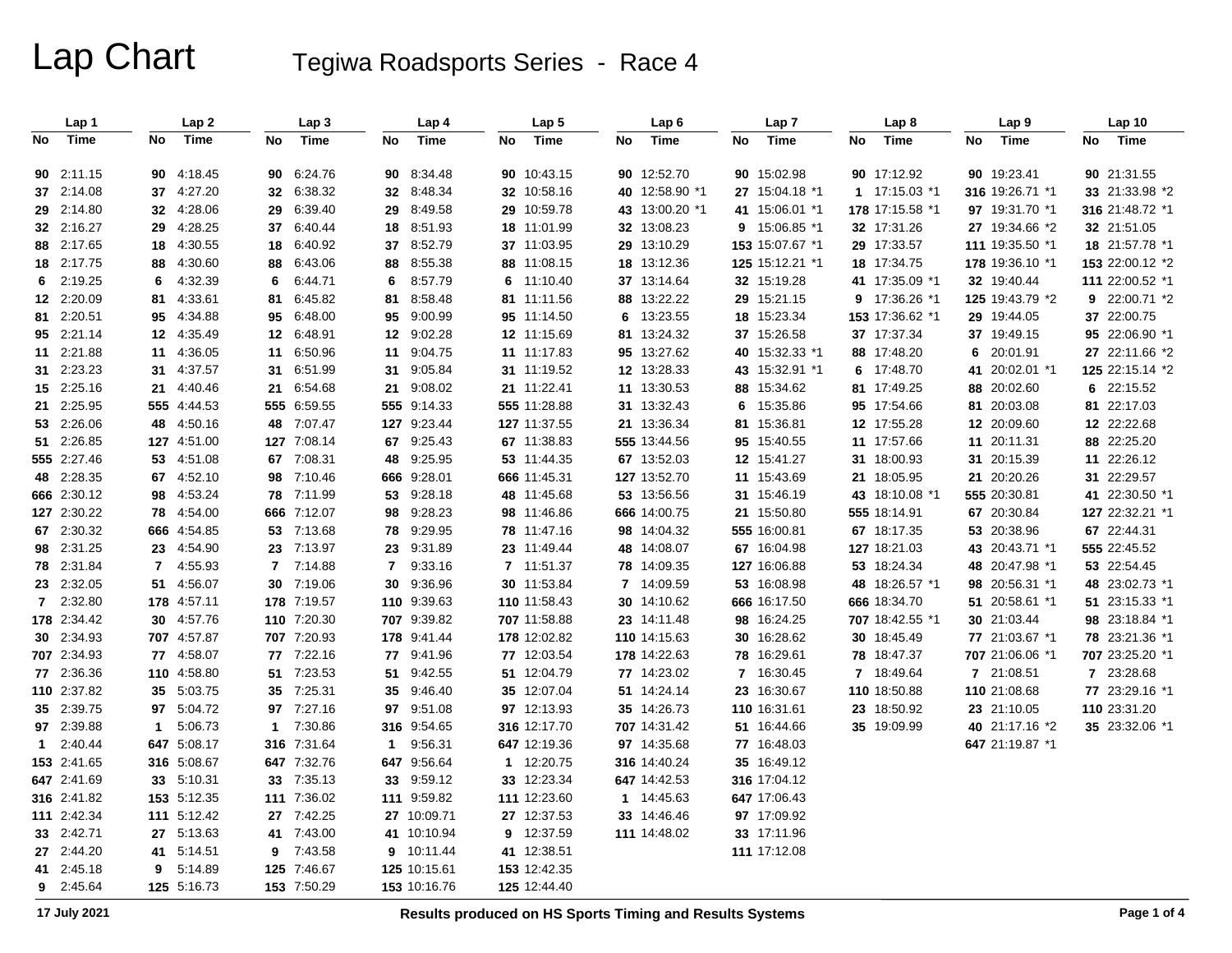# Lap Chart

## Tegiwa Roadsports Series - Race 4

| Lap 1 | | Lap 2 | | Lap 3 | | Lap 4 | | Lap 5 | | Lap 6 | | Lap 7 | | Lap 8 | | Lap 9 | | Lap 10 | |
|---|---|---|---|---|---|---|---|---|---|---|---|---|---|---|---|---|---|---|---|
| No | Time | No | Time | No | Time | No | Time | No | Time | No | Time | No | Time | No | Time | No | Time | No | Time |
| 90 | 2:11.15 | 90 | 4:18.45 | 90 | 6:24.76 | 90 | 8:34.48 | 90 | 10:43.15 | 90 | 12:52.70 | 90 | 15:02.98 | 90 | 17:12.92 | 90 | 19:23.41 | 90 | 21:31.55 |
| 37 | 2:14.08 | 37 | 4:27.20 | 32 | 6:38.32 | 32 | 8:48.34 | 32 | 10:58.16 | 40 | 12:58.90 *1 | 27 | 15:04.18 *1 | 1 | 17:15.03 *1 | 316 | 19:26.71 *1 | 33 | 21:33.98 *2 |
| 29 | 2:14.80 | 32 | 4:28.06 | 29 | 6:39.40 | 29 | 8:49.58 | 29 | 10:59.78 | 43 | 13:00.20 *1 | 41 | 15:06.01 *1 | 178 | 17:15.58 *1 | 97 | 19:31.70 *1 | 316 | 21:48.72 *1 |
| 32 | 2:16.27 | 29 | 4:28.25 | 37 | 6:40.44 | 18 | 8:51.93 | 18 | 11:01.99 | 32 | 13:08.23 | 9 | 15:06.85 *1 | 32 | 17:31.26 | 27 | 19:34.66 *2 | 32 | 21:51.05 |
| 88 | 2:17.65 | 18 | 4:30.55 | 18 | 6:40.92 | 37 | 8:52.79 | 37 | 11:03.95 | 29 | 13:10.29 | 153 | 15:07.67 *1 | 29 | 17:33.57 | 111 | 19:35.50 *1 | 18 | 21:57.78 *1 |
| 18 | 2:17.75 | 88 | 4:30.60 | 88 | 6:43.06 | 88 | 8:55.38 | 88 | 11:08.15 | 18 | 13:12.36 | 125 | 15:12.21 *1 | 18 | 17:34.75 | 178 | 19:36.10 *1 | 153 | 22:00.12 *2 |
| 6 | 2:19.25 | 6 | 4:32.39 | 6 | 6:44.71 | 6 | 8:57.79 | 6 | 11:10.40 | 37 | 13:14.64 | 32 | 15:19.28 | 41 | 17:35.09 *1 | 32 | 19:40.44 | 111 | 22:00.52 *1 |
| 12 | 2:20.09 | 81 | 4:33.61 | 81 | 6:45.82 | 81 | 8:58.48 | 81 | 11:11.56 | 88 | 13:22.22 | 29 | 15:21.15 | 9 | 17:36.26 *1 | 125 | 19:43.79 *2 | 9 | 22:00.71 *2 |
| 81 | 2:20.51 | 95 | 4:34.88 | 95 | 6:48.00 | 95 | 9:00.99 | 95 | 11:14.50 | 6 | 13:23.55 | 18 | 15:23.34 | 153 | 17:36.62 *1 | 29 | 19:44.05 | 37 | 22:00.75 |
| 95 | 2:21.14 | 12 | 4:35.49 | 12 | 6:48.91 | 12 | 9:02.28 | 12 | 11:15.69 | 81 | 13:24.32 | 37 | 15:26.58 | 37 | 17:37.34 | 37 | 19:49.15 | 95 | 22:06.90 *1 |
| 11 | 2:21.88 | 11 | 4:36.05 | 11 | 6:50.96 | 11 | 9:04.75 | 11 | 11:17.83 | 95 | 13:27.62 | 40 | 15:32.33 *1 | 88 | 17:48.20 | 6 | 20:01.91 | 27 | 22:11.66 *2 |
| 31 | 2:23.23 | 31 | 4:37.57 | 31 | 6:51.99 | 31 | 9:05.84 | 31 | 11:19.52 | 12 | 13:28.33 | 43 | 15:32.91 *1 | 6 | 17:48.70 | 41 | 20:02.01 *1 | 125 | 22:15.14 *2 |
| 15 | 2:25.16 | 21 | 4:40.46 | 21 | 6:54.68 | 21 | 9:08.02 | 21 | 11:22.41 | 11 | 13:30.53 | 88 | 15:34.62 | 81 | 17:49.25 | 88 | 20:02.60 | 6 | 22:15.52 |
| 21 | 2:25.95 | 555 | 4:44.53 | 555 | 6:59.55 | 555 | 9:14.33 | 555 | 11:28.88 | 31 | 13:32.43 | 6 | 15:35.86 | 95 | 17:54.66 | 81 | 20:03.08 | 81 | 22:17.03 |
| 53 | 2:26.06 | 48 | 4:50.16 | 48 | 7:07.47 | 127 | 9:23.44 | 127 | 11:37.55 | 21 | 13:36.34 | 81 | 15:36.81 | 12 | 17:55.28 | 12 | 20:09.60 | 12 | 22:22.68 |
| 51 | 2:26.85 | 127 | 4:51.00 | 127 | 7:08.14 | 67 | 9:25.43 | 67 | 11:38.83 | 555 | 13:44.56 | 95 | 15:40.55 | 11 | 17:57.66 | 11 | 20:11.31 | 88 | 22:25.20 |
| 555 | 2:27.46 | 53 | 4:51.08 | 67 | 7:08.31 | 48 | 9:25.95 | 53 | 11:44.35 | 67 | 13:52.03 | 12 | 15:41.27 | 31 | 18:00.93 | 31 | 20:15.39 | 11 | 22:26.12 |
| 48 | 2:28.35 | 67 | 4:52.10 | 98 | 7:10.46 | 666 | 9:28.01 | 666 | 11:45.31 | 127 | 13:52.70 | 11 | 15:43.69 | 21 | 18:05.95 | 21 | 20:20.26 | 31 | 22:29.57 |
| 666 | 2:30.12 | 98 | 4:53.24 | 78 | 7:11.99 | 53 | 9:28.18 | 48 | 11:45.68 | 53 | 13:56.56 | 31 | 15:46.19 | 43 | 18:10.08 *1 | 555 | 20:30.81 | 41 | 22:30.50 *1 |
| 127 | 2:30.22 | 78 | 4:54.00 | 666 | 7:12.07 | 98 | 9:28.23 | 98 | 11:46.86 | 666 | 14:00.75 | 21 | 15:50.80 | 555 | 18:14.91 | 67 | 20:30.84 | 127 | 22:32.21 *1 |
| 67 | 2:30.32 | 666 | 4:54.85 | 53 | 7:13.68 | 78 | 9:29.95 | 78 | 11:47.16 | 98 | 14:04.32 | 555 | 16:00.81 | 67 | 18:17.35 | 53 | 20:38.96 | 67 | 22:44.31 |
| 98 | 2:31.25 | 23 | 4:54.90 | 23 | 7:13.97 | 23 | 9:31.89 | 23 | 11:49.44 | 48 | 14:08.07 | 67 | 16:04.98 | 127 | 18:21.03 | 43 | 20:43.71 *1 | 555 | 22:45.52 |
| 78 | 2:31.84 | 7 | 4:55.93 | 7 | 7:14.88 | 7 | 9:33.16 | 7 | 11:51.37 | 78 | 14:09.35 | 127 | 16:06.88 | 53 | 18:24.34 | 48 | 20:47.98 *1 | 53 | 22:54.45 |
| 23 | 2:32.05 | 51 | 4:56.07 | 30 | 7:19.06 | 30 | 9:36.96 | 30 | 11:53.84 | 7 | 14:09.59 | 53 | 16:08.98 | 48 | 18:26.57 *1 | 98 | 20:56.31 *1 | 48 | 23:02.73 *1 |
| 7 | 2:32.80 | 178 | 4:57.11 | 178 | 7:19.57 | 110 | 9:39.63 | 110 | 11:58.43 | 30 | 14:10.62 | 666 | 16:17.50 | 666 | 18:34.70 | 51 | 20:58.61 *1 | 51 | 23:15.33 *1 |
| 178 | 2:34.42 | 30 | 4:57.76 | 110 | 7:20.30 | 707 | 9:39.82 | 707 | 11:58.88 | 23 | 14:11.48 | 98 | 16:24.25 | 707 | 18:42.55 *1 | 30 | 21:03.44 | 98 | 23:18.84 *1 |
| 30 | 2:34.93 | 707 | 4:57.87 | 707 | 7:20.93 | 178 | 9:41.44 | 178 | 12:02.82 | 110 | 14:15.63 | 30 | 16:28.62 | 30 | 18:45.49 | 77 | 21:03.67 *1 | 78 | 23:21.36 *1 |
| 707 | 2:34.93 | 77 | 4:58.07 | 77 | 7:22.16 | 77 | 9:41.96 | 77 | 12:03.54 | 178 | 14:22.63 | 78 | 16:29.61 | 78 | 18:47.37 | 707 | 21:06.06 *1 | 707 | 23:25.20 *1 |
| 77 | 2:36.36 | 110 | 4:58.80 | 51 | 7:23.53 | 51 | 9:42.55 | 51 | 12:04.79 | 77 | 14:23.02 | 7 | 16:30.45 | 7 | 18:49.64 | 7 | 21:08.51 | 7 | 23:28.68 |
| 110 | 2:37.82 | 35 | 5:03.75 | 35 | 7:25.31 | 35 | 9:46.40 | 35 | 12:07.04 | 51 | 14:24.14 | 23 | 16:30.67 | 110 | 18:50.88 | 110 | 21:08.68 | 77 | 23:29.16 *1 |
| 35 | 2:39.75 | 97 | 5:04.72 | 97 | 7:27.16 | 97 | 9:51.08 | 97 | 12:13.93 | 35 | 14:26.73 | 110 | 16:31.61 | 23 | 18:50.92 | 23 | 21:10.05 | 110 | 23:31.20 |
| 97 | 2:39.88 | 1 | 5:06.73 | 1 | 7:30.86 | 316 | 9:54.65 | 316 | 12:17.70 | 707 | 14:31.42 | 51 | 16:44.66 | 35 | 19:09.99 | 40 | 21:17.16 *2 | 35 | 23:32.06 *1 |
| 1 | 2:40.44 | 647 | 5:08.17 | 316 | 7:31.64 | 1 | 9:56.31 | 647 | 12:19.36 | 97 | 14:35.68 | 77 | 16:48.03 | | | 647 | 21:19.87 *1 | | |
| 153 | 2:41.65 | 316 | 5:08.67 | 647 | 7:32.76 | 647 | 9:56.64 | 1 | 12:20.75 | 316 | 14:40.24 | 35 | 16:49.12 | | | | | | |
| 647 | 2:41.69 | 33 | 5:10.31 | 33 | 7:35.13 | 33 | 9:59.12 | 33 | 12:23.34 | 647 | 14:42.53 | 316 | 17:04.12 | | | | | | |
| 316 | 2:41.82 | 153 | 5:12.35 | 111 | 7:36.02 | 111 | 9:59.82 | 111 | 12:23.60 | 1 | 14:45.63 | 647 | 17:06.43 | | | | | | |
| 111 | 2:42.34 | 111 | 5:12.42 | 27 | 7:42.25 | 27 | 10:09.71 | 27 | 12:37.53 | 33 | 14:46.46 | 97 | 17:09.92 | | | | | | |
| 33 | 2:42.71 | 27 | 5:13.63 | 41 | 7:43.00 | 41 | 10:10.94 | 9 | 12:37.59 | 111 | 14:48.02 | 33 | 17:11.96 | | | | | | |
| 27 | 2:44.20 | 41 | 5:14.51 | 9 | 7:43.58 | 9 | 10:11.44 | 41 | 12:38.51 | | | 111 | 17:12.08 | | | | | | |
| 41 | 2:45.18 | 9 | 5:14.89 | 125 | 7:46.67 | 125 | 10:15.61 | 153 | 12:42.35 | | | | | | | | | | |
| 9 | 2:45.64 | 125 | 5:16.73 | 153 | 7:50.29 | 153 | 10:16.76 | 125 | 12:44.40 | | | | | | | | | | |

17 July 2021

Results produced on HS Sports Timing and Results Systems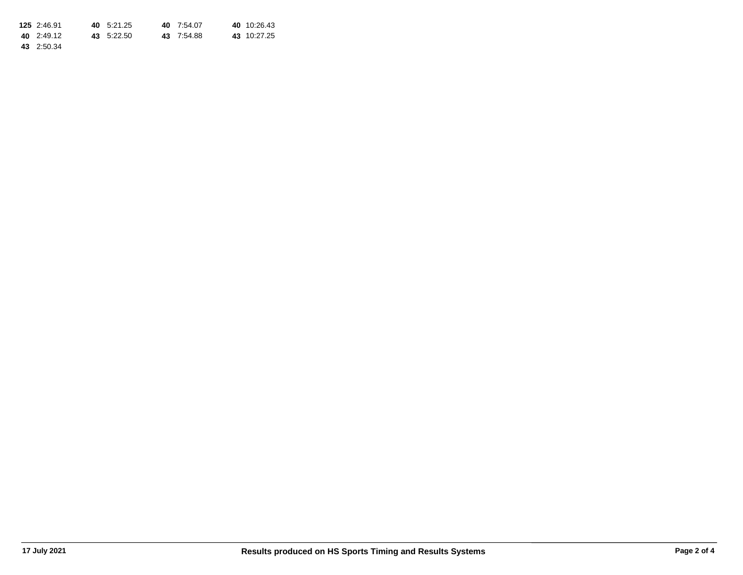**125** 2:46.91 **40** 5:21.25 **40** 7:54.07 **40** 10:26.43
**40** 2:49.12 **43** 5:22.50 **43** 7:54.88 **43** 10:27.25
**43** 2:50.34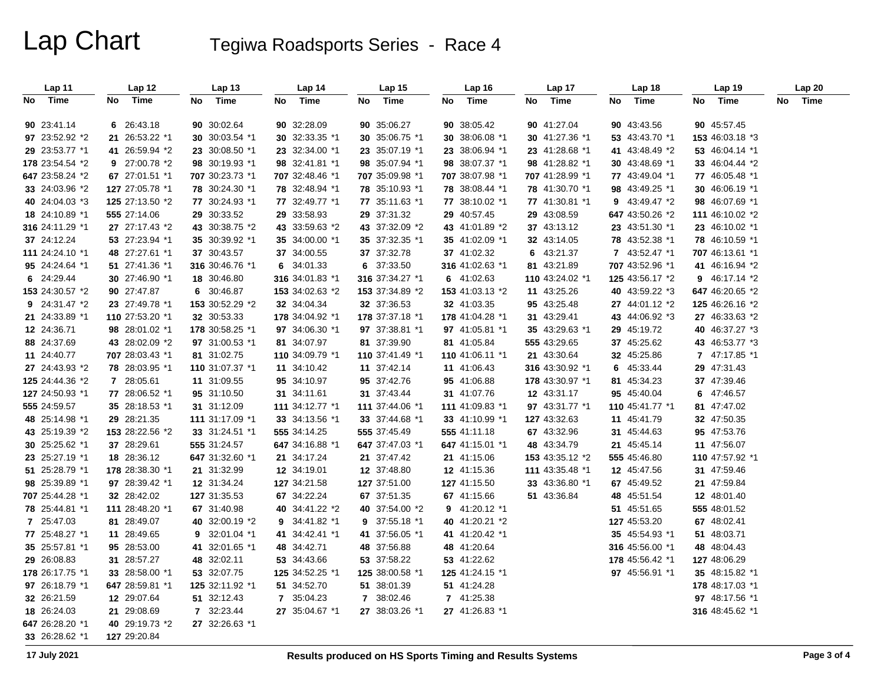# Lap Chart

## Tegiwa Roadsports Series - Race 4

| Lap 11 | | Lap 12 | | Lap 13 | | Lap 14 | | Lap 15 | | Lap 16 | | Lap 17 | | Lap 18 | | Lap 19 | | Lap 20 | |
|---|---|---|---|---|---|---|---|---|---|---|---|---|---|---|---|---|---|---|---|
| No | Time | No | Time | No | Time | No | Time | No | Time | No | Time | No | Time | No | Time | No | Time | No | Time |
| **90** | 23:41.14 | **6** | 26:43.18 | **90** | 30:02.64 | **90** | 32:28.09 | **90** | 35:06.27 | **90** | 38:05.42 | **90** | 41:27.04 | **90** | 43:43.56 | **90** | 45:57.45 | | |
| **97** | 23:52.92 *2 | **21** | 26:53.22 *1 | **30** | 30:03.54 *1 | **30** | 32:33.35 *1 | **30** | 35:06.75 *1 | **30** | 38:06.08 *1 | **30** | 41:27.36 *1 | **53** | 43:43.70 *1 | **153** | 46:03.18 *3 | | |
| **29** | 23:53.77 *1 | **41** | 26:59.94 *2 | **23** | 30:08.50 *1 | **23** | 32:34.00 *1 | **23** | 35:07.19 *1 | **23** | 38:06.94 *1 | **23** | 41:28.68 *1 | **41** | 43:48.49 *2 | **53** | 46:04.14 *1 | | |
| **178** | 23:54.54 *2 | **9** | 27:00.78 *2 | **98** | 30:19.93 *1 | **98** | 32:41.81 *1 | **98** | 35:07.94 *1 | **98** | 38:07.37 *1 | **98** | 41:28.82 *1 | **30** | 43:48.69 *1 | **33** | 46:04.44 *2 | | |
| **647** | 23:58.24 *2 | **67** | 27:01.51 *1 | **707** | 30:23.73 *1 | **707** | 32:48.46 *1 | **707** | 35:09.98 *1 | **707** | 38:07.98 *1 | **707** | 41:28.99 *1 | **77** | 43:49.04 *1 | **77** | 46:05.48 *1 | | |
| **33** | 24:03.96 *2 | **127** | 27:05.78 *1 | **78** | 30:24.30 *1 | **78** | 32:48.94 *1 | **78** | 35:10.93 *1 | **78** | 38:08.44 *1 | **78** | 41:30.70 *1 | **98** | 43:49.25 *1 | **30** | 46:06.19 *1 | | |
| **40** | 24:04.03 *3 | **125** | 27:13.50 *2 | **77** | 30:24.93 *1 | **77** | 32:49.77 *1 | **77** | 35:11.63 *1 | **77** | 38:10.02 *1 | **77** | 41:30.81 *1 | **9** | 43:49.47 *2 | **98** | 46:07.69 *1 | | |
| **18** | 24:10.89 *1 | **555** | 27:14.06 | **29** | 30:33.52 | **29** | 33:58.93 | **29** | 37:31.32 | **29** | 40:57.45 | **29** | 43:08.59 | **647** | 43:50.26 *2 | **111** | 46:10.02 *2 | | |
| **316** | 24:11.29 *1 | **27** | 27:17.43 *2 | **43** | 30:38.75 *2 | **43** | 33:59.63 *2 | **43** | 37:32.09 *2 | **43** | 41:01.89 *2 | **37** | 43:13.12 | **23** | 43:51.30 *1 | **23** | 46:10.02 *1 | | |
| **37** | 24:12.24 | **53** | 27:23.94 *1 | **35** | 30:39.92 *1 | **35** | 34:00.00 *1 | **35** | 37:32.35 *1 | **35** | 41:02.09 *1 | **32** | 43:14.05 | **78** | 43:52.38 *1 | **78** | 46:10.59 *1 | | |
| **111** | 24:24.10 *1 | **48** | 27:27.61 *1 | **37** | 30:43.57 | **37** | 34:00.55 | **37** | 37:32.78 | **37** | 41:02.32 | **6** | 43:21.37 | **7** | 43:52.47 *1 | **707** | 46:13.61 *1 | | |
| **95** | 24:24.64 *1 | **51** | 27:41.36 *1 | **316** | 30:46.76 *1 | **6** | 34:01.33 | **6** | 37:33.50 | **316** | 41:02.63 *1 | **81** | 43:21.89 | **707** | 43:52.96 *1 | **41** | 46:16.94 *2 | | |
| **6** | 24:29.44 | **30** | 27:46.90 *1 | **18** | 30:46.80 | **316** | 34:01.83 *1 | **316** | 37:34.27 *1 | **6** | 41:02.63 | **110** | 43:24.02 *1 | **125** | 43:56.17 *2 | **9** | 46:17.14 *2 | | |
| **153** | 24:30.57 *2 | **90** | 27:47.87 | **6** | 30:46.87 | **153** | 34:02.63 *2 | **153** | 37:34.89 *2 | **153** | 41:03.13 *2 | **11** | 43:25.26 | **40** | 43:59.22 *3 | **647** | 46:20.65 *2 | | |
| **9** | 24:31.47 *2 | **23** | 27:49.78 *1 | **153** | 30:52.29 *2 | **32** | 34:04.34 | **32** | 37:36.53 | **32** | 41:03.35 | **95** | 43:25.48 | **27** | 44:01.12 *2 | **125** | 46:26.16 *2 | | |
| **21** | 24:33.89 *1 | **110** | 27:53.20 *1 | **32** | 30:53.33 | **178** | 34:04.92 *1 | **178** | 37:37.18 *1 | **178** | 41:04.28 *1 | **31** | 43:29.41 | **43** | 44:06.92 *3 | **27** | 46:33.63 *2 | | |
| **12** | 24:36.71 | **98** | 28:01.02 *1 | **178** | 30:58.25 *1 | **97** | 34:06.30 *1 | **97** | 37:38.81 *1 | **97** | 41:05.81 *1 | **35** | 43:29.63 *1 | **29** | 45:19.72 | **40** | 46:37.27 *3 | | |
| **88** | 24:37.69 | **43** | 28:02.09 *2 | **97** | 31:00.53 *1 | **81** | 34:07.97 | **81** | 37:39.90 | **81** | 41:05.84 | **555** | 43:29.65 | **37** | 45:25.62 | **43** | 46:53.77 *3 | | |
| **11** | 24:40.77 | **707** | 28:03.43 *1 | **81** | 31:02.75 | **110** | 34:09.79 *1 | **110** | 37:41.49 *1 | **110** | 41:06.11 *1 | **21** | 43:30.64 | **32** | 45:25.86 | **7** | 47:17.85 *1 | | |
| **27** | 24:43.93 *2 | **78** | 28:03.95 *1 | **110** | 31:07.37 *1 | **11** | 34:10.42 | **11** | 37:42.14 | **11** | 41:06.43 | **316** | 43:30.92 *1 | **6** | 45:33.44 | **29** | 47:31.43 | | |
| **125** | 24:44.36 *2 | **7** | 28:05.61 | **11** | 31:09.55 | **95** | 34:10.97 | **95** | 37:42.76 | **95** | 41:06.88 | **178** | 43:30.97 *1 | **81** | 45:34.23 | **37** | 47:39.46 | | |
| **127** | 24:50.93 *1 | **77** | 28:06.52 *1 | **95** | 31:10.50 | **31** | 34:11.61 | **31** | 37:43.44 | **31** | 41:07.76 | **12** | 43:31.17 | **95** | 45:40.04 | **6** | 47:46.57 | | |
| **555** | 24:59.57 | **35** | 28:18.53 *1 | **31** | 31:12.09 | **111** | 34:12.77 *1 | **111** | 37:44.06 *1 | **111** | 41:09.83 *1 | **97** | 43:31.77 *1 | **110** | 45:41.77 *1 | **81** | 47:47.02 | | |
| **48** | 25:14.98 *1 | **29** | 28:21.35 | **111** | 31:17.09 *1 | **33** | 34:13.56 *1 | **33** | 37:44.68 *1 | **33** | 41:10.99 *1 | **127** | 43:32.63 | **11** | 45:41.79 | **32** | 47:50.35 | | |
| **43** | 25:19.39 *2 | **153** | 28:22.56 *2 | **33** | 31:24.51 *1 | **555** | 34:14.25 | **555** | 37:45.49 | **555** | 41:11.18 | **67** | 43:32.96 | **31** | 45:44.63 | **95** | 47:53.76 | | |
| **30** | 25:25.62 *1 | **37** | 28:29.61 | **555** | 31:24.57 | **647** | 34:16.88 *1 | **647** | 37:47.03 *1 | **647** | 41:15.01 *1 | **48** | 43:34.79 | **21** | 45:45.14 | **11** | 47:56.07 | | |
| **23** | 25:27.19 *1 | **18** | 28:36.12 | **647** | 31:32.60 *1 | **21** | 34:17.24 | **21** | 37:47.42 | **21** | 41:15.06 | **153** | 43:35.12 *2 | **555** | 45:46.80 | **110** | 47:57.92 *1 | | |
| **51** | 25:28.79 *1 | **178** | 28:38.30 *1 | **21** | 31:32.99 | **12** | 34:19.01 | **12** | 37:48.80 | **12** | 41:15.36 | **111** | 43:35.48 *1 | **12** | 45:47.56 | **31** | 47:59.46 | | |
| **98** | 25:39.89 *1 | **97** | 28:39.42 *1 | **12** | 31:34.24 | **127** | 34:21.58 | **127** | 37:51.00 | **127** | 41:15.50 | **33** | 43:36.80 *1 | **67** | 45:49.52 | **21** | 47:59.84 | | |
| **707** | 25:44.28 *1 | **32** | 28:42.02 | **127** | 31:35.53 | **67** | 34:22.24 | **67** | 37:51.35 | **67** | 41:15.66 | **51** | 43:36.84 | **48** | 45:51.54 | **12** | 48:01.40 | | |
| **78** | 25:44.81 *1 | **111** | 28:48.20 *1 | **67** | 31:40.98 | **40** | 34:41.22 *2 | **40** | 37:54.00 *2 | **9** | 41:20.12 *1 | | | **51** | 45:51.65 | **555** | 48:01.52 | | |
| **7** | 25:47.03 | **81** | 28:49.07 | **40** | 32:00.19 *2 | **9** | 34:41.82 *1 | **9** | 37:55.18 *1 | **40** | 41:20.21 *2 | | | **127** | 45:53.20 | **67** | 48:02.41 | | |
| **77** | 25:48.27 *1 | **11** | 28:49.65 | **9** | 32:01.04 *1 | **41** | 34:42.41 *1 | **41** | 37:56.05 *1 | **41** | 41:20.42 *1 | | | **35** | 45:54.93 *1 | **51** | 48:03.71 | | |
| **35** | 25:57.81 *1 | **95** | 28:53.00 | **41** | 32:01.65 *1 | **48** | 34:42.71 | **48** | 37:56.88 | **48** | 41:20.64 | | | **316** | 45:56.00 *1 | **48** | 48:04.43 | | |
| **29** | 26:08.83 | **31** | 28:57.27 | **48** | 32:02.11 | **53** | 34:43.66 | **53** | 37:58.22 | **53** | 41:22.62 | | | **178** | 45:56.42 *1 | **127** | 48:06.29 | | |
| **178** | 26:17.75 *1 | **33** | 28:58.00 *1 | **53** | 32:07.75 | **125** | 34:52.25 *1 | **125** | 38:00.58 *1 | **125** | 41:24.15 *1 | | | **97** | 45:56.91 *1 | **35** | 48:15.82 *1 | | |
| **97** | 26:18.79 *1 | **647** | 28:59.81 *1 | **125** | 32:11.92 *1 | **51** | 34:52.70 | **51** | 38:01.39 | **51** | 41:24.28 | | | | | **178** | 48:17.03 *1 | | |
| **32** | 26:21.59 | **12** | 29:07.64 | **51** | 32:12.43 | **7** | 35:04.23 | **7** | 38:02.46 | **7** | 41:25.38 | | | | | **97** | 48:17.56 *1 | | |
| **18** | 26:24.03 | **21** | 29:08.69 | **7** | 32:23.44 | **27** | 35:04.67 *1 | **27** | 38:03.26 *1 | **27** | 41:26.83 *1 | | | | | **316** | 48:45.62 *1 | | |
| **647** | 26:28.20 *1 | **40** | 29:19.73 *2 | **27** | 32:26.63 *1 | | | | | | | | | | | | | | |
| **33** | 26:28.62 *1 | **127** | 29:20.84 | | | | | | | | | | | | | | | | |

17 July 2021

Results produced on HS Sports Timing and Results Systems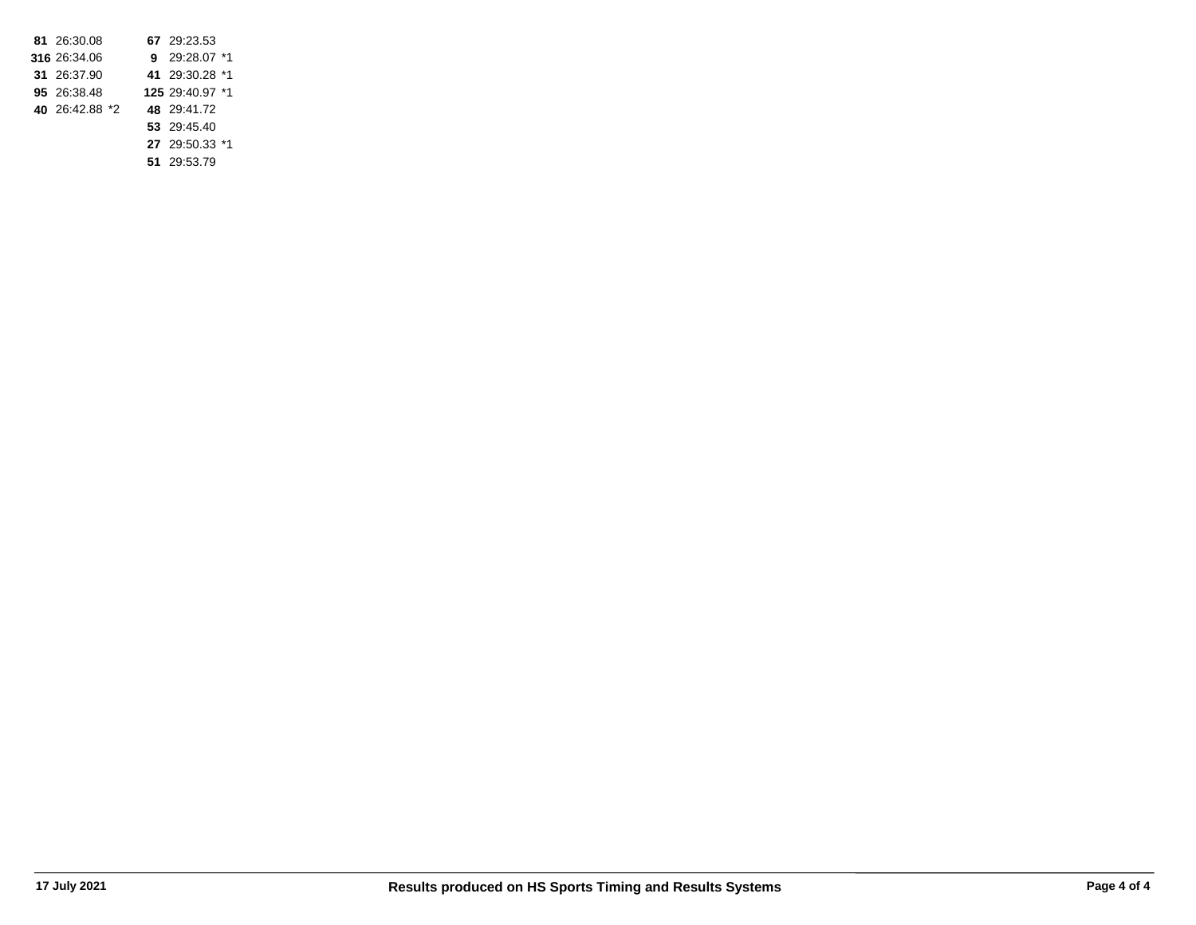**81** 26:30.08
**316** 26:34.06
**31** 26:37.90
**95** 26:38.48
**40** 26:42.88 *2

**67** 29:23.53
**9** 29:28.07 *1
**41** 29:30.28 *1
**125** 29:40.97 *1
**48** 29:41.72
**53** 29:45.40
**27** 29:50.33 *1
**51** 29:53.79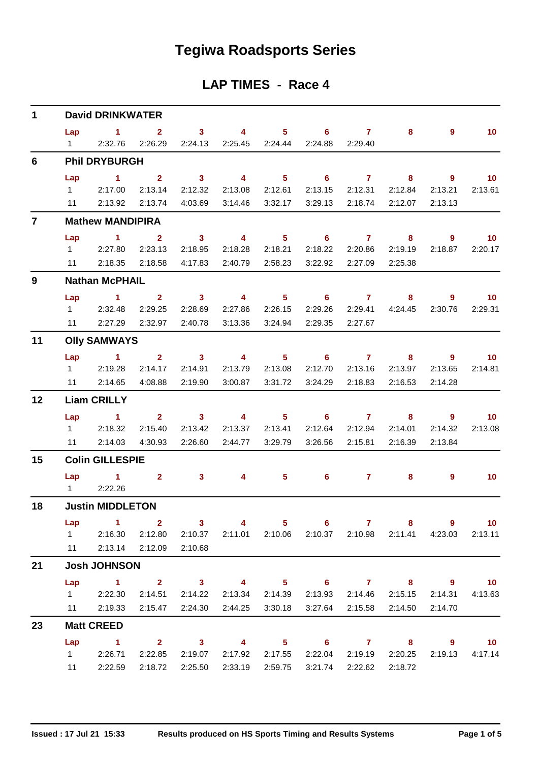# Tegiwa Roadsports Series

## LAP TIMES - Race 4

### 1 David DRINKWATER

| Lap | 1 | 2 | 3 | 4 | 5 | 6 | 7 | 8 | 9 | 10 |
|---|---|---|---|---|---|---|---|---|---|---|
| 1 | 2:32.76 | 2:26.29 | 2:24.13 | 2:25.45 | 2:24.44 | 2:24.88 | 2:29.40 | | | |

### 6 Phil DRYBURGH

| Lap | 1 | 2 | 3 | 4 | 5 | 6 | 7 | 8 | 9 | 10 |
|---|---|---|---|---|---|---|---|---|---|---|
| 1 | 2:17.00 | 2:13.14 | 2:12.32 | 2:13.08 | 2:12.61 | 2:13.15 | 2:12.31 | 2:12.84 | 2:13.21 | 2:13.61 |
| 11 | 2:13.92 | 2:13.74 | 4:03.69 | 3:14.46 | 3:32.17 | 3:29.13 | 2:18.74 | 2:12.07 | 2:13.13 | |

### 7 Mathew MANDIPIRA

| Lap | 1 | 2 | 3 | 4 | 5 | 6 | 7 | 8 | 9 | 10 |
|---|---|---|---|---|---|---|---|---|---|---|
| 1 | 2:27.80 | 2:23.13 | 2:18.95 | 2:18.28 | 2:18.21 | 2:18.22 | 2:20.86 | 2:19.19 | 2:18.87 | 2:20.17 |
| 11 | 2:18.35 | 2:18.58 | 4:17.83 | 2:40.79 | 2:58.23 | 3:22.92 | 2:27.09 | 2:25.38 | | |

### 9 Nathan McPHAIL

| Lap | 1 | 2 | 3 | 4 | 5 | 6 | 7 | 8 | 9 | 10 |
|---|---|---|---|---|---|---|---|---|---|---|
| 1 | 2:32.48 | 2:29.25 | 2:28.69 | 2:27.86 | 2:26.15 | 2:29.26 | 2:29.41 | 4:24.45 | 2:30.76 | 2:29.31 |
| 11 | 2:27.29 | 2:32.97 | 2:40.78 | 3:13.36 | 3:24.94 | 2:29.35 | 2:27.67 | | | |

### 11 Olly SAMWAYS

| Lap | 1 | 2 | 3 | 4 | 5 | 6 | 7 | 8 | 9 | 10 |
|---|---|---|---|---|---|---|---|---|---|---|
| 1 | 2:19.28 | 2:14.17 | 2:14.91 | 2:13.79 | 2:13.08 | 2:12.70 | 2:13.16 | 2:13.97 | 2:13.65 | 2:14.81 |
| 11 | 2:14.65 | 4:08.88 | 2:19.90 | 3:00.87 | 3:31.72 | 3:24.29 | 2:18.83 | 2:16.53 | 2:14.28 | |

### 12 Liam CRILLY

| Lap | 1 | 2 | 3 | 4 | 5 | 6 | 7 | 8 | 9 | 10 |
|---|---|---|---|---|---|---|---|---|---|---|
| 1 | 2:18.32 | 2:15.40 | 2:13.42 | 2:13.37 | 2:13.41 | 2:12.64 | 2:12.94 | 2:14.01 | 2:14.32 | 2:13.08 |
| 11 | 2:14.03 | 4:30.93 | 2:26.60 | 2:44.77 | 3:29.79 | 3:26.56 | 2:15.81 | 2:16.39 | 2:13.84 | |

### 15 Colin GILLESPIE

| Lap | 1 | 2 | 3 | 4 | 5 | 6 | 7 | 8 | 9 | 10 |
|---|---|---|---|---|---|---|---|---|---|---|
| 1 | 2:22.26 | | | | | | | | | |

### 18 Justin MIDDLETON

| Lap | 1 | 2 | 3 | 4 | 5 | 6 | 7 | 8 | 9 | 10 |
|---|---|---|---|---|---|---|---|---|---|---|
| 1 | 2:16.30 | 2:12.80 | 2:10.37 | 2:11.01 | 2:10.06 | 2:10.37 | 2:10.98 | 2:11.41 | 4:23.03 | 2:13.11 |
| 11 | 2:13.14 | 2:12.09 | 2:10.68 | | | | | | | |

### 21 Josh JOHNSON

| Lap | 1 | 2 | 3 | 4 | 5 | 6 | 7 | 8 | 9 | 10 |
|---|---|---|---|---|---|---|---|---|---|---|
| 1 | 2:22.30 | 2:14.51 | 2:14.22 | 2:13.34 | 2:14.39 | 2:13.93 | 2:14.46 | 2:15.15 | 2:14.31 | 4:13.63 |
| 11 | 2:19.33 | 2:15.47 | 2:24.30 | 2:44.25 | 3:30.18 | 3:27.64 | 2:15.58 | 2:14.50 | 2:14.70 | |

### 23 Matt CREED

| Lap | 1 | 2 | 3 | 4 | 5 | 6 | 7 | 8 | 9 | 10 |
|---|---|---|---|---|---|---|---|---|---|---|
| 1 | 2:26.71 | 2:22.85 | 2:19.07 | 2:17.92 | 2:17.55 | 2:22.04 | 2:19.19 | 2:20.25 | 2:19.13 | 4:17.14 |
| 11 | 2:22.59 | 2:18.72 | 2:25.50 | 2:33.19 | 2:59.75 | 3:21.74 | 2:22.62 | 2:18.72 | | |

Issued : 17 Jul 21 15:33 — Results produced on HS Sports Timing and Results Systems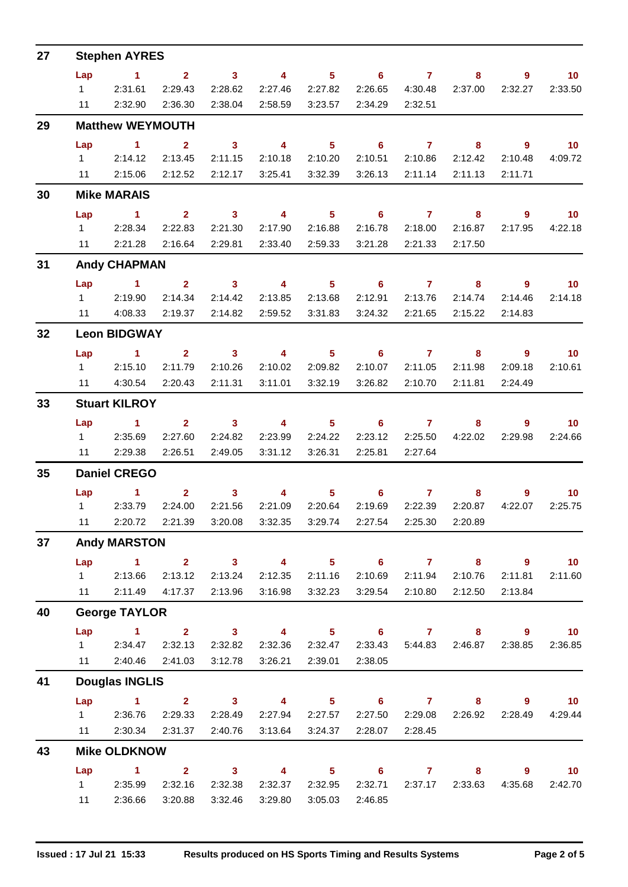## 27 Stephen AYRES

| Lap | 1 | 2 | 3 | 4 | 5 | 6 | 7 | 8 | 9 | 10 |
|---|---|---|---|---|---|---|---|---|---|---|
| 1 | 2:31.61 | 2:29.43 | 2:28.62 | 2:27.46 | 2:27.82 | 2:26.65 | 4:30.48 | 2:37.00 | 2:32.27 | 2:33.50 |
| 11 | 2:32.90 | 2:36.30 | 2:38.04 | 2:58.59 | 3:23.57 | 2:34.29 | 2:32.51 | | | |

## 29 Matthew WEYMOUTH

| Lap | 1 | 2 | 3 | 4 | 5 | 6 | 7 | 8 | 9 | 10 |
|---|---|---|---|---|---|---|---|---|---|---|
| 1 | 2:14.12 | 2:13.45 | 2:11.15 | 2:10.18 | 2:10.20 | 2:10.51 | 2:10.86 | 2:12.42 | 2:10.48 | 4:09.72 |
| 11 | 2:15.06 | 2:12.52 | 2:12.17 | 3:25.41 | 3:32.39 | 3:26.13 | 2:11.14 | 2:11.13 | 2:11.71 | |

## 30 Mike MARAIS

| Lap | 1 | 2 | 3 | 4 | 5 | 6 | 7 | 8 | 9 | 10 |
|---|---|---|---|---|---|---|---|---|---|---|
| 1 | 2:28.34 | 2:22.83 | 2:21.30 | 2:17.90 | 2:16.88 | 2:16.78 | 2:18.00 | 2:16.87 | 2:17.95 | 4:22.18 |
| 11 | 2:21.28 | 2:16.64 | 2:29.81 | 2:33.40 | 2:59.33 | 3:21.28 | 2:21.33 | 2:17.50 | | |

## 31 Andy CHAPMAN

| Lap | 1 | 2 | 3 | 4 | 5 | 6 | 7 | 8 | 9 | 10 |
|---|---|---|---|---|---|---|---|---|---|---|
| 1 | 2:19.90 | 2:14.34 | 2:14.42 | 2:13.85 | 2:13.68 | 2:12.91 | 2:13.76 | 2:14.74 | 2:14.46 | 2:14.18 |
| 11 | 4:08.33 | 2:19.37 | 2:14.82 | 2:59.52 | 3:31.83 | 3:24.32 | 2:21.65 | 2:15.22 | 2:14.83 | |

## 32 Leon BIDGWAY

| Lap | 1 | 2 | 3 | 4 | 5 | 6 | 7 | 8 | 9 | 10 |
|---|---|---|---|---|---|---|---|---|---|---|
| 1 | 2:15.10 | 2:11.79 | 2:10.26 | 2:10.02 | 2:09.82 | 2:10.07 | 2:11.05 | 2:11.98 | 2:09.18 | 2:10.61 |
| 11 | 4:30.54 | 2:20.43 | 2:11.31 | 3:11.01 | 3:32.19 | 3:26.82 | 2:10.70 | 2:11.81 | 2:24.49 | |

## 33 Stuart KILROY

| Lap | 1 | 2 | 3 | 4 | 5 | 6 | 7 | 8 | 9 | 10 |
|---|---|---|---|---|---|---|---|---|---|---|
| 1 | 2:35.69 | 2:27.60 | 2:24.82 | 2:23.99 | 2:24.22 | 2:23.12 | 2:25.50 | 4:22.02 | 2:29.98 | 2:24.66 |
| 11 | 2:29.38 | 2:26.51 | 2:49.05 | 3:31.12 | 3:26.31 | 2:25.81 | 2:27.64 | | | |

## 35 Daniel CREGO

| Lap | 1 | 2 | 3 | 4 | 5 | 6 | 7 | 8 | 9 | 10 |
|---|---|---|---|---|---|---|---|---|---|---|
| 1 | 2:33.79 | 2:24.00 | 2:21.56 | 2:21.09 | 2:20.64 | 2:19.69 | 2:22.39 | 2:20.87 | 4:22.07 | 2:25.75 |
| 11 | 2:20.72 | 2:21.39 | 3:20.08 | 3:32.35 | 3:29.74 | 2:27.54 | 2:25.30 | 2:20.89 | | |

## 37 Andy MARSTON

| Lap | 1 | 2 | 3 | 4 | 5 | 6 | 7 | 8 | 9 | 10 |
|---|---|---|---|---|---|---|---|---|---|---|
| 1 | 2:13.66 | 2:13.12 | 2:13.24 | 2:12.35 | 2:11.16 | 2:10.69 | 2:11.94 | 2:10.76 | 2:11.81 | 2:11.60 |
| 11 | 2:11.49 | 4:17.37 | 2:13.96 | 3:16.98 | 3:32.23 | 3:29.54 | 2:10.80 | 2:12.50 | 2:13.84 | |

## 40 George TAYLOR

| Lap | 1 | 2 | 3 | 4 | 5 | 6 | 7 | 8 | 9 | 10 |
|---|---|---|---|---|---|---|---|---|---|---|
| 1 | 2:34.47 | 2:32.13 | 2:32.82 | 2:32.36 | 2:32.47 | 2:33.43 | 5:44.83 | 2:46.87 | 2:38.85 | 2:36.85 |
| 11 | 2:40.46 | 2:41.03 | 3:12.78 | 3:26.21 | 2:39.01 | 2:38.05 | | | | |

## 41 Douglas INGLIS

| Lap | 1 | 2 | 3 | 4 | 5 | 6 | 7 | 8 | 9 | 10 |
|---|---|---|---|---|---|---|---|---|---|---|
| 1 | 2:36.76 | 2:29.33 | 2:28.49 | 2:27.94 | 2:27.57 | 2:27.50 | 2:29.08 | 2:26.92 | 2:28.49 | 4:29.44 |
| 11 | 2:30.34 | 2:31.37 | 2:40.76 | 3:13.64 | 3:24.37 | 2:28.07 | 2:28.45 | | | |

## 43 Mike OLDKNOW

| Lap | 1 | 2 | 3 | 4 | 5 | 6 | 7 | 8 | 9 | 10 |
|---|---|---|---|---|---|---|---|---|---|---|
| 1 | 2:35.99 | 2:32.16 | 2:32.38 | 2:32.37 | 2:32.95 | 2:32.71 | 2:37.17 | 2:33.63 | 4:35.68 | 2:42.70 |
| 11 | 2:36.66 | 3:20.88 | 3:32.46 | 3:29.80 | 3:05.03 | 2:46.85 | | | | |

Issued : 17 Jul 21 15:33    Results produced on HS Sports Timing and Results Systems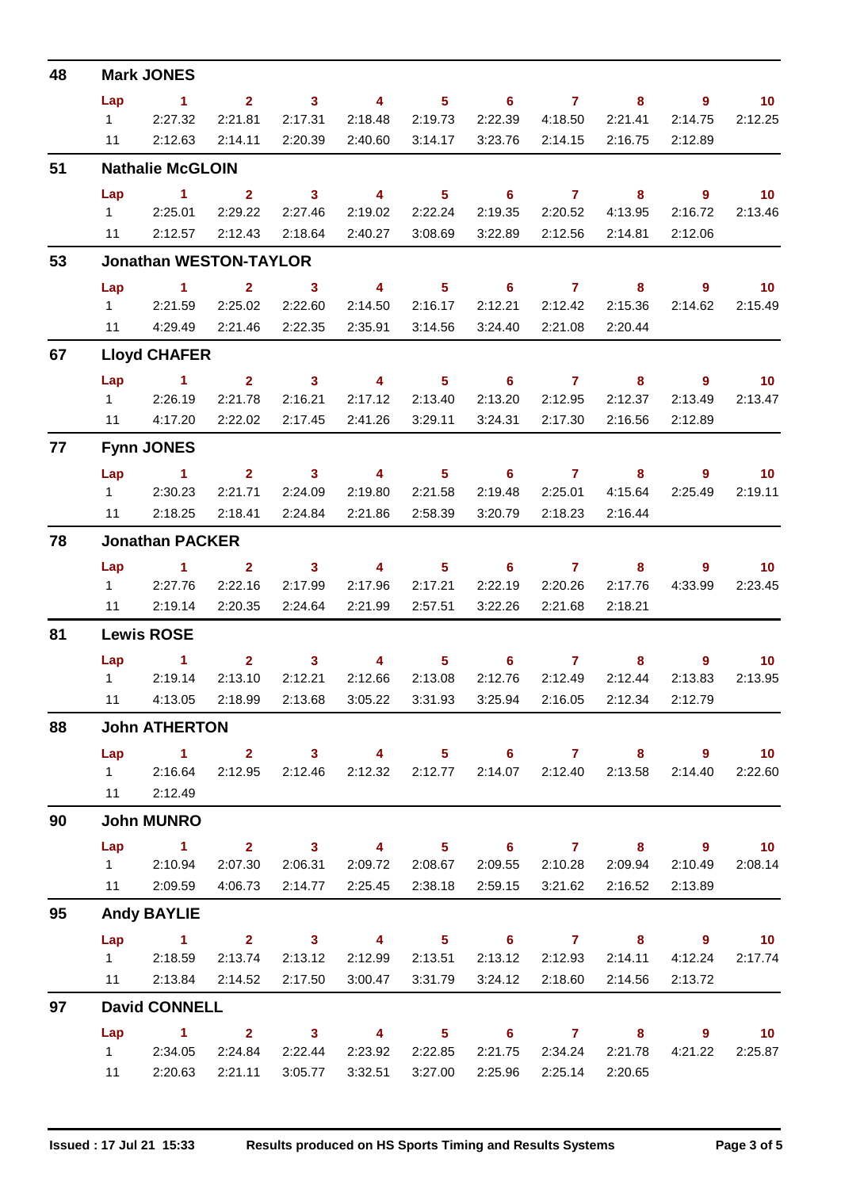## 48 Mark JONES

| Lap | 1 | 2 | 3 | 4 | 5 | 6 | 7 | 8 | 9 | 10 |
|---|---|---|---|---|---|---|---|---|---|---|
| 1 | 2:27.32 | 2:21.81 | 2:17.31 | 2:18.48 | 2:19.73 | 2:22.39 | 4:18.50 | 2:21.41 | 2:14.75 | 2:12.25 |
| 11 | 2:12.63 | 2:14.11 | 2:20.39 | 2:40.60 | 3:14.17 | 3:23.76 | 2:14.15 | 2:16.75 | 2:12.89 | |

## 51 Nathalie McGLOIN

| Lap | 1 | 2 | 3 | 4 | 5 | 6 | 7 | 8 | 9 | 10 |
|---|---|---|---|---|---|---|---|---|---|---|
| 1 | 2:25.01 | 2:29.22 | 2:27.46 | 2:19.02 | 2:22.24 | 2:19.35 | 2:20.52 | 4:13.95 | 2:16.72 | 2:13.46 |
| 11 | 2:12.57 | 2:12.43 | 2:18.64 | 2:40.27 | 3:08.69 | 3:22.89 | 2:12.56 | 2:14.81 | 2:12.06 | |

## 53 Jonathan WESTON-TAYLOR

| Lap | 1 | 2 | 3 | 4 | 5 | 6 | 7 | 8 | 9 | 10 |
|---|---|---|---|---|---|---|---|---|---|---|
| 1 | 2:21.59 | 2:25.02 | 2:22.60 | 2:14.50 | 2:16.17 | 2:12.21 | 2:12.42 | 2:15.36 | 2:14.62 | 2:15.49 |
| 11 | 4:29.49 | 2:21.46 | 2:22.35 | 2:35.91 | 3:14.56 | 3:24.40 | 2:21.08 | 2:20.44 | | |

## 67 Lloyd CHAFER

| Lap | 1 | 2 | 3 | 4 | 5 | 6 | 7 | 8 | 9 | 10 |
|---|---|---|---|---|---|---|---|---|---|---|
| 1 | 2:26.19 | 2:21.78 | 2:16.21 | 2:17.12 | 2:13.40 | 2:13.20 | 2:12.95 | 2:12.37 | 2:13.49 | 2:13.47 |
| 11 | 4:17.20 | 2:22.02 | 2:17.45 | 2:41.26 | 3:29.11 | 3:24.31 | 2:17.30 | 2:16.56 | 2:12.89 | |

## 77 Fynn JONES

| Lap | 1 | 2 | 3 | 4 | 5 | 6 | 7 | 8 | 9 | 10 |
|---|---|---|---|---|---|---|---|---|---|---|
| 1 | 2:30.23 | 2:21.71 | 2:24.09 | 2:19.80 | 2:21.58 | 2:19.48 | 2:25.01 | 4:15.64 | 2:25.49 | 2:19.11 |
| 11 | 2:18.25 | 2:18.41 | 2:24.84 | 2:21.86 | 2:58.39 | 3:20.79 | 2:18.23 | 2:16.44 | | |

## 78 Jonathan PACKER

| Lap | 1 | 2 | 3 | 4 | 5 | 6 | 7 | 8 | 9 | 10 |
|---|---|---|---|---|---|---|---|---|---|---|
| 1 | 2:27.76 | 2:22.16 | 2:17.99 | 2:17.96 | 2:17.21 | 2:22.19 | 2:20.26 | 2:17.76 | 4:33.99 | 2:23.45 |
| 11 | 2:19.14 | 2:20.35 | 2:24.64 | 2:21.99 | 2:57.51 | 3:22.26 | 2:21.68 | 2:18.21 | | |

## 81 Lewis ROSE

| Lap | 1 | 2 | 3 | 4 | 5 | 6 | 7 | 8 | 9 | 10 |
|---|---|---|---|---|---|---|---|---|---|---|
| 1 | 2:19.14 | 2:13.10 | 2:12.21 | 2:12.66 | 2:13.08 | 2:12.76 | 2:12.49 | 2:12.44 | 2:13.83 | 2:13.95 |
| 11 | 4:13.05 | 2:18.99 | 2:13.68 | 3:05.22 | 3:31.93 | 3:25.94 | 2:16.05 | 2:12.34 | 2:12.79 | |

## 88 John ATHERTON

| Lap | 1 | 2 | 3 | 4 | 5 | 6 | 7 | 8 | 9 | 10 |
|---|---|---|---|---|---|---|---|---|---|---|
| 1 | 2:16.64 | 2:12.95 | 2:12.46 | 2:12.32 | 2:12.77 | 2:14.07 | 2:12.40 | 2:13.58 | 2:14.40 | 2:22.60 |
| 11 | 2:12.49 | | | | | | | | | |

## 90 John MUNRO

| Lap | 1 | 2 | 3 | 4 | 5 | 6 | 7 | 8 | 9 | 10 |
|---|---|---|---|---|---|---|---|---|---|---|
| 1 | 2:10.94 | 2:07.30 | 2:06.31 | 2:09.72 | 2:08.67 | 2:09.55 | 2:10.28 | 2:09.94 | 2:10.49 | 2:08.14 |
| 11 | 2:09.59 | 4:06.73 | 2:14.77 | 2:25.45 | 2:38.18 | 2:59.15 | 3:21.62 | 2:16.52 | 2:13.89 | |

## 95 Andy BAYLIE

| Lap | 1 | 2 | 3 | 4 | 5 | 6 | 7 | 8 | 9 | 10 |
|---|---|---|---|---|---|---|---|---|---|---|
| 1 | 2:18.59 | 2:13.74 | 2:13.12 | 2:12.99 | 2:13.51 | 2:13.12 | 2:12.93 | 2:14.11 | 4:12.24 | 2:17.74 |
| 11 | 2:13.84 | 2:14.52 | 2:17.50 | 3:00.47 | 3:31.79 | 3:24.12 | 2:18.60 | 2:14.56 | 2:13.72 | |

## 97 David CONNELL

| Lap | 1 | 2 | 3 | 4 | 5 | 6 | 7 | 8 | 9 | 10 |
|---|---|---|---|---|---|---|---|---|---|---|
| 1 | 2:34.05 | 2:24.84 | 2:22.44 | 2:23.92 | 2:22.85 | 2:21.75 | 2:34.24 | 2:21.78 | 4:21.22 | 2:25.87 |
| 11 | 2:20.63 | 2:21.11 | 3:05.77 | 3:32.51 | 3:27.00 | 2:25.96 | 2:25.14 | 2:20.65 | | |

Issued : 17 Jul 21 15:33 — Results produced on HS Sports Timing and Results Systems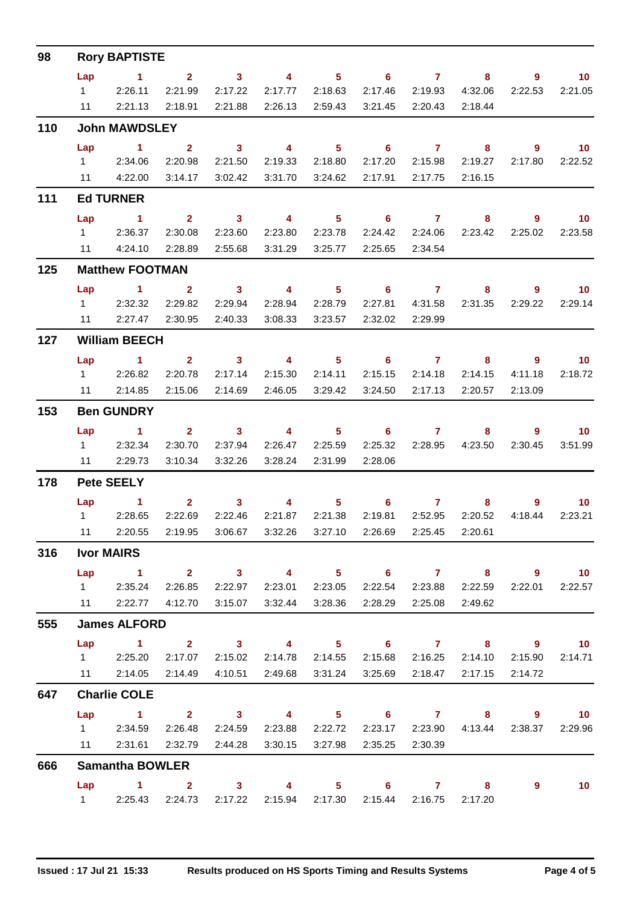## 98 Rory BAPTISTE

| Lap | 1 | 2 | 3 | 4 | 5 | 6 | 7 | 8 | 9 | 10 |
|---|---|---|---|---|---|---|---|---|---|---|
| 1 | 2:26.11 | 2:21.99 | 2:17.22 | 2:17.77 | 2:18.63 | 2:17.46 | 2:19.93 | 4:32.06 | 2:22.53 | 2:21.05 |
| 11 | 2:21.13 | 2:18.91 | 2:21.88 | 2:26.13 | 2:59.43 | 3:21.45 | 2:20.43 | 2:18.44 | | |

## 110 John MAWDSLEY

| Lap | 1 | 2 | 3 | 4 | 5 | 6 | 7 | 8 | 9 | 10 |
|---|---|---|---|---|---|---|---|---|---|---|
| 1 | 2:34.06 | 2:20.98 | 2:21.50 | 2:19.33 | 2:18.80 | 2:17.20 | 2:15.98 | 2:19.27 | 2:17.80 | 2:22.52 |
| 11 | 4:22.00 | 3:14.17 | 3:02.42 | 3:31.70 | 3:24.62 | 2:17.91 | 2:17.75 | 2:16.15 | | |

## 111 Ed TURNER

| Lap | 1 | 2 | 3 | 4 | 5 | 6 | 7 | 8 | 9 | 10 |
|---|---|---|---|---|---|---|---|---|---|---|
| 1 | 2:36.37 | 2:30.08 | 2:23.60 | 2:23.80 | 2:23.78 | 2:24.42 | 2:24.06 | 2:23.42 | 2:25.02 | 2:23.58 |
| 11 | 4:24.10 | 2:28.89 | 2:55.68 | 3:31.29 | 3:25.77 | 2:25.65 | 2:34.54 | | | |

## 125 Matthew FOOTMAN

| Lap | 1 | 2 | 3 | 4 | 5 | 6 | 7 | 8 | 9 | 10 |
|---|---|---|---|---|---|---|---|---|---|---|
| 1 | 2:32.32 | 2:29.82 | 2:29.94 | 2:28.94 | 2:28.79 | 2:27.81 | 4:31.58 | 2:31.35 | 2:29.22 | 2:29.14 |
| 11 | 2:27.47 | 2:30.95 | 2:40.33 | 3:08.33 | 3:23.57 | 2:32.02 | 2:29.99 | | | |

## 127 William BEECH

| Lap | 1 | 2 | 3 | 4 | 5 | 6 | 7 | 8 | 9 | 10 |
|---|---|---|---|---|---|---|---|---|---|---|
| 1 | 2:26.82 | 2:20.78 | 2:17.14 | 2:15.30 | 2:14.11 | 2:15.15 | 2:14.18 | 2:14.15 | 4:11.18 | 2:18.72 |
| 11 | 2:14.85 | 2:15.06 | 2:14.69 | 2:46.05 | 3:29.42 | 3:24.50 | 2:17.13 | 2:20.57 | 2:13.09 | |

## 153 Ben GUNDRY

| Lap | 1 | 2 | 3 | 4 | 5 | 6 | 7 | 8 | 9 | 10 |
|---|---|---|---|---|---|---|---|---|---|---|
| 1 | 2:32.34 | 2:30.70 | 2:37.94 | 2:26.47 | 2:25.59 | 2:25.32 | 2:28.95 | 4:23.50 | 2:30.45 | 3:51.99 |
| 11 | 2:29.73 | 3:10.34 | 3:32.26 | 3:28.24 | 2:31.99 | 2:28.06 | | | | |

## 178 Pete SEELY

| Lap | 1 | 2 | 3 | 4 | 5 | 6 | 7 | 8 | 9 | 10 |
|---|---|---|---|---|---|---|---|---|---|---|
| 1 | 2:28.65 | 2:22.69 | 2:22.46 | 2:21.87 | 2:21.38 | 2:19.81 | 2:52.95 | 2:20.52 | 4:18.44 | 2:23.21 |
| 11 | 2:20.55 | 2:19.95 | 3:06.67 | 3:32.26 | 3:27.10 | 2:26.69 | 2:25.45 | 2:20.61 | | |

## 316 Ivor MAIRS

| Lap | 1 | 2 | 3 | 4 | 5 | 6 | 7 | 8 | 9 | 10 |
|---|---|---|---|---|---|---|---|---|---|---|
| 1 | 2:35.24 | 2:26.85 | 2:22.97 | 2:23.01 | 2:23.05 | 2:22.54 | 2:23.88 | 2:22.59 | 2:22.01 | 2:22.57 |
| 11 | 2:22.77 | 4:12.70 | 3:15.07 | 3:32.44 | 3:28.36 | 2:28.29 | 2:25.08 | 2:49.62 | | |

## 555 James ALFORD

| Lap | 1 | 2 | 3 | 4 | 5 | 6 | 7 | 8 | 9 | 10 |
|---|---|---|---|---|---|---|---|---|---|---|
| 1 | 2:25.20 | 2:17.07 | 2:15.02 | 2:14.78 | 2:14.55 | 2:15.68 | 2:16.25 | 2:14.10 | 2:15.90 | 2:14.71 |
| 11 | 2:14.05 | 2:14.49 | 4:10.51 | 2:49.68 | 3:31.24 | 3:25.69 | 2:18.47 | 2:17.15 | 2:14.72 | |

## 647 Charlie COLE

| Lap | 1 | 2 | 3 | 4 | 5 | 6 | 7 | 8 | 9 | 10 |
|---|---|---|---|---|---|---|---|---|---|---|
| 1 | 2:34.59 | 2:26.48 | 2:24.59 | 2:23.88 | 2:22.72 | 2:23.17 | 2:23.90 | 4:13.44 | 2:38.37 | 2:29.96 |
| 11 | 2:31.61 | 2:32.79 | 2:44.28 | 3:30.15 | 3:27.98 | 2:35.25 | 2:30.39 | | | |

## 666 Samantha BOWLER

| Lap | 1 | 2 | 3 | 4 | 5 | 6 | 7 | 8 | 9 | 10 |
|---|---|---|---|---|---|---|---|---|---|---|
| 1 | 2:25.43 | 2:24.73 | 2:17.22 | 2:15.94 | 2:17.30 | 2:15.44 | 2:16.75 | 2:17.20 | | |

Issued : 17 Jul 21 15:33 — Results produced on HS Sports Timing and Results Systems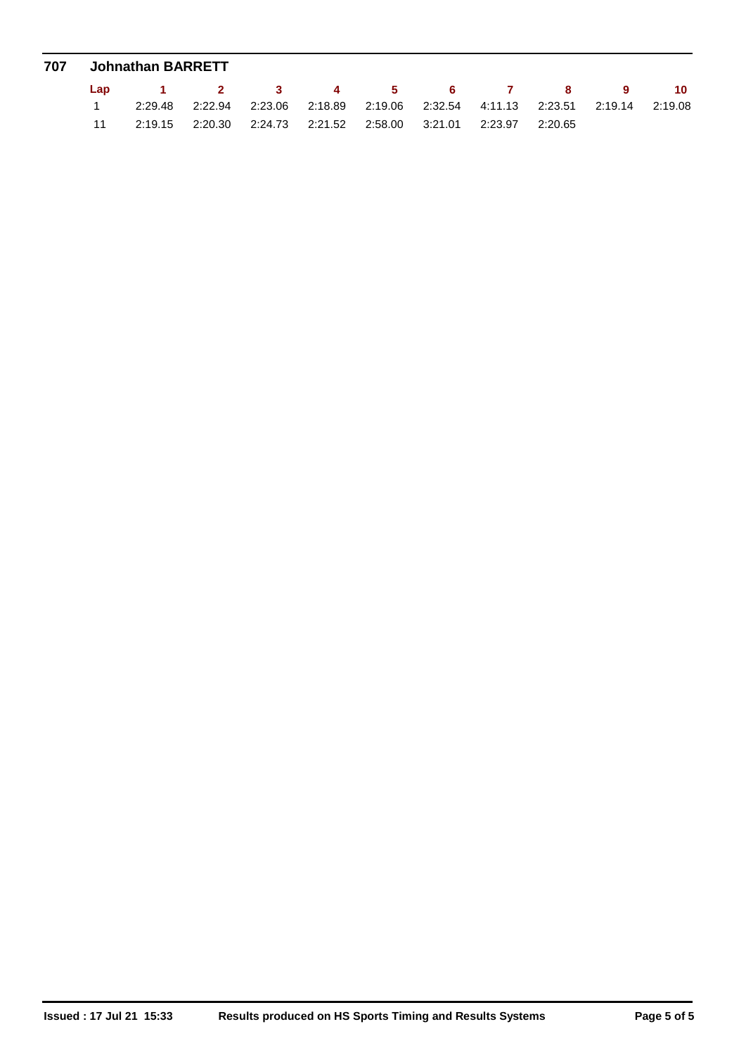**707 Johnathan BARRETT**

| Lap | 1 | 2 | 3 | 4 | 5 | 6 | 7 | 8 | 9 | 10 |
|---|---|---|---|---|---|---|---|---|---|---|
| 1 | 2:29.48 | 2:22.94 | 2:23.06 | 2:18.89 | 2:19.06 | 2:32.54 | 4:11.13 | 2:23.51 | 2:19.14 | 2:19.08 |
| 11 | 2:19.15 | 2:20.30 | 2:24.73 | 2:21.52 | 2:58.00 | 3:21.01 | 2:23.97 | 2:20.65 | | |

**Issued : 17 Jul 21 15:33** **Results produced on HS Sports Timing and Results Systems**